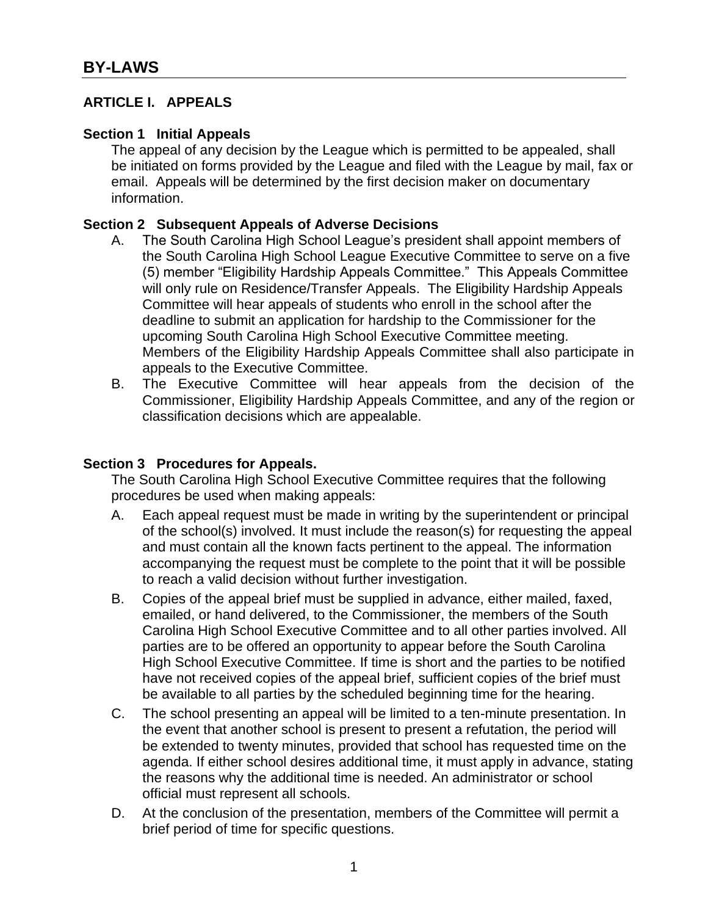# BY-LAWS

## ARTICLE I. APPEALS

### Section 1 Initial Appeals

The appeal of any decision by the League which is permitted to be appealed, shall be initiated on forms provided by the League and filed with the League by mail, fax or email. Appeals will be determined by the first decision maker on documentary information.

### Section 2 Subsequent Appeals of Adverse Decisions

A. The South Carolina High School League's president shall appoint members of the South Carolina High School League Executive Committee to serve on a five (5) member "Eligibility Hardship Appeals Committee." This Appeals Committee will only rule on Residence/Transfer Appeals. The Eligibility Hardship Appeals Committee will hear appeals of students who enroll in the school after the deadline to submit an application for hardship to the Commissioner for the upcoming South Carolina High School Executive Committee meeting. Members of the Eligibility Hardship Appeals Committee shall also participate in appeals to the Executive Committee.

B. The Executive Committee will hear appeals from the decision of the Commissioner, Eligibility Hardship Appeals Committee, and any of the region or classification decisions which are appealable.

### Section 3 Procedures for Appeals.

The South Carolina High School Executive Committee requires that the following procedures be used when making appeals:

A. Each appeal request must be made in writing by the superintendent or principal of the school(s) involved. It must include the reason(s) for requesting the appeal and must contain all the known facts pertinent to the appeal. The information accompanying the request must be complete to the point that it will be possible to reach a valid decision without further investigation.

B. Copies of the appeal brief must be supplied in advance, either mailed, faxed, emailed, or hand delivered, to the Commissioner, the members of the South Carolina High School Executive Committee and to all other parties involved. All parties are to be offered an opportunity to appear before the South Carolina High School Executive Committee. If time is short and the parties to be notified have not received copies of the appeal brief, sufficient copies of the brief must be available to all parties by the scheduled beginning time for the hearing.

C. The school presenting an appeal will be limited to a ten-minute presentation. In the event that another school is present to present a refutation, the period will be extended to twenty minutes, provided that school has requested time on the agenda. If either school desires additional time, it must apply in advance, stating the reasons why the additional time is needed. An administrator or school official must represent all schools.

D. At the conclusion of the presentation, members of the Committee will permit a brief period of time for specific questions.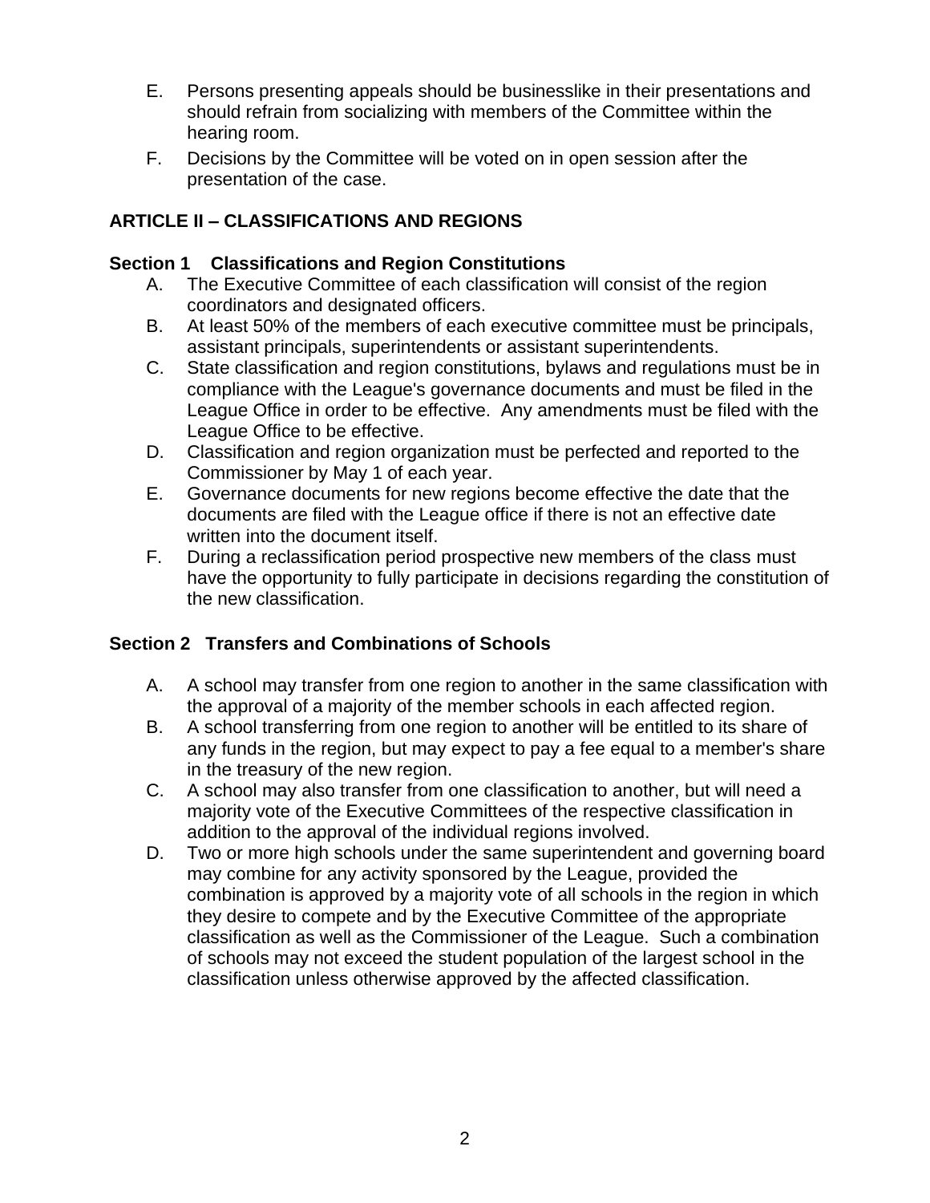E. Persons presenting appeals should be businesslike in their presentations and should refrain from socializing with members of the Committee within the hearing room.

F. Decisions by the Committee will be voted on in open session after the presentation of the case.

## ARTICLE II – CLASSIFICATIONS AND REGIONS

### Section 1 Classifications and Region Constitutions

A. The Executive Committee of each classification will consist of the region coordinators and designated officers.

B. At least 50% of the members of each executive committee must be principals, assistant principals, superintendents or assistant superintendents.

C. State classification and region constitutions, bylaws and regulations must be in compliance with the League's governance documents and must be filed in the League Office in order to be effective. Any amendments must be filed with the League Office to be effective.

D. Classification and region organization must be perfected and reported to the Commissioner by May 1 of each year.

E. Governance documents for new regions become effective the date that the documents are filed with the League office if there is not an effective date written into the document itself.

F. During a reclassification period prospective new members of the class must have the opportunity to fully participate in decisions regarding the constitution of the new classification.

### Section 2 Transfers and Combinations of Schools

A. A school may transfer from one region to another in the same classification with the approval of a majority of the member schools in each affected region.

B. A school transferring from one region to another will be entitled to its share of any funds in the region, but may expect to pay a fee equal to a member's share in the treasury of the new region.

C. A school may also transfer from one classification to another, but will need a majority vote of the Executive Committees of the respective classification in addition to the approval of the individual regions involved.

D. Two or more high schools under the same superintendent and governing board may combine for any activity sponsored by the League, provided the combination is approved by a majority vote of all schools in the region in which they desire to compete and by the Executive Committee of the appropriate classification as well as the Commissioner of the League. Such a combination of schools may not exceed the student population of the largest school in the classification unless otherwise approved by the affected classification.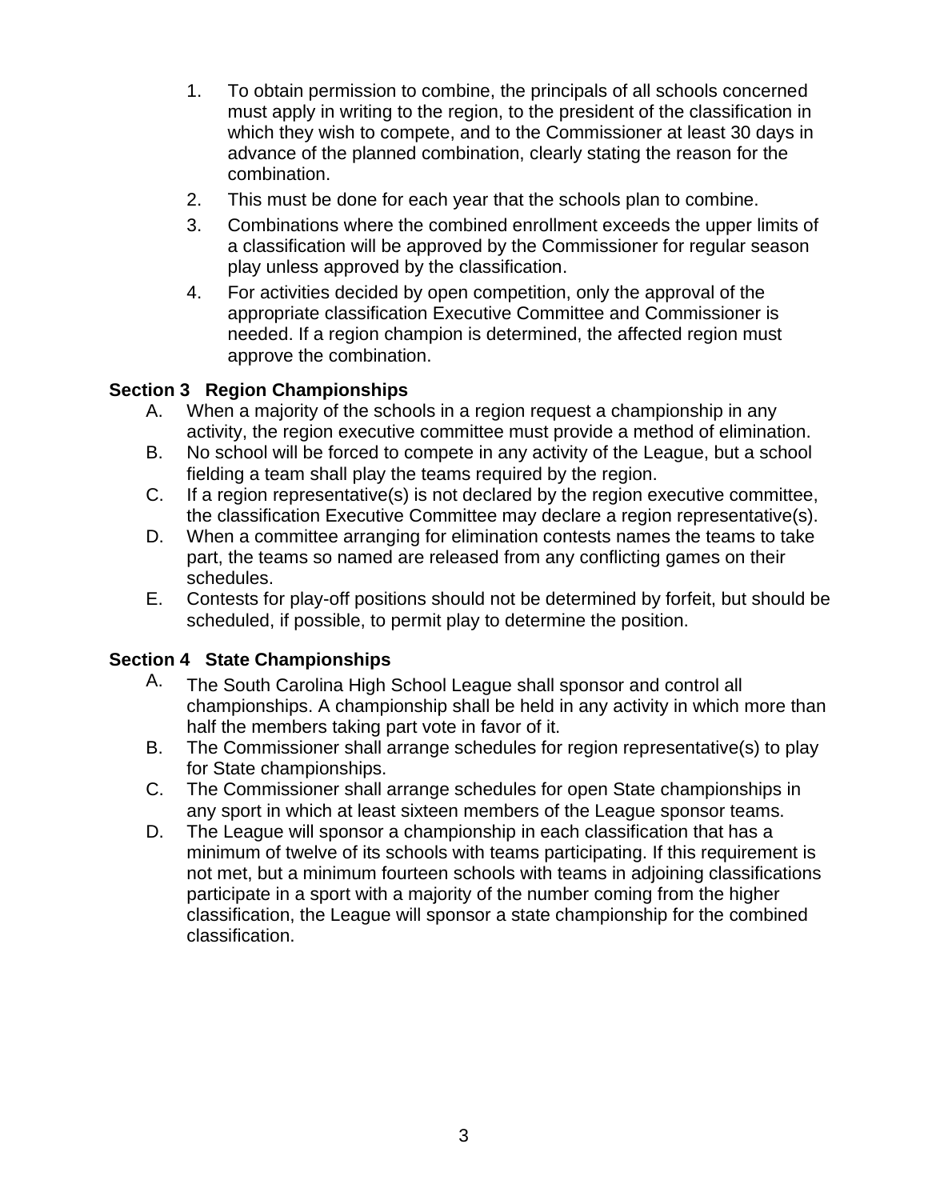1. To obtain permission to combine, the principals of all schools concerned must apply in writing to the region, to the president of the classification in which they wish to compete, and to the Commissioner at least 30 days in advance of the planned combination, clearly stating the reason for the combination.
2. This must be done for each year that the schools plan to combine.
3. Combinations where the combined enrollment exceeds the upper limits of a classification will be approved by the Commissioner for regular season play unless approved by the classification.
4. For activities decided by open competition, only the approval of the appropriate classification Executive Committee and Commissioner is needed. If a region champion is determined, the affected region must approve the combination.

**Section 3 Region Championships**

A. When a majority of the schools in a region request a championship in any activity, the region executive committee must provide a method of elimination.

B. No school will be forced to compete in any activity of the League, but a school fielding a team shall play the teams required by the region.

C. If a region representative(s) is not declared by the region executive committee, the classification Executive Committee may declare a region representative(s).

D. When a committee arranging for elimination contests names the teams to take part, the teams so named are released from any conflicting games on their schedules.

E. Contests for play-off positions should not be determined by forfeit, but should be scheduled, if possible, to permit play to determine the position.

**Section 4 State Championships**

A. The South Carolina High School League shall sponsor and control all championships. A championship shall be held in any activity in which more than half the members taking part vote in favor of it.

B. The Commissioner shall arrange schedules for region representative(s) to play for State championships.

C. The Commissioner shall arrange schedules for open State championships in any sport in which at least sixteen members of the League sponsor teams.

D. The League will sponsor a championship in each classification that has a minimum of twelve of its schools with teams participating. If this requirement is not met, but a minimum fourteen schools with teams in adjoining classifications participate in a sport with a majority of the number coming from the higher classification, the League will sponsor a state championship for the combined classification.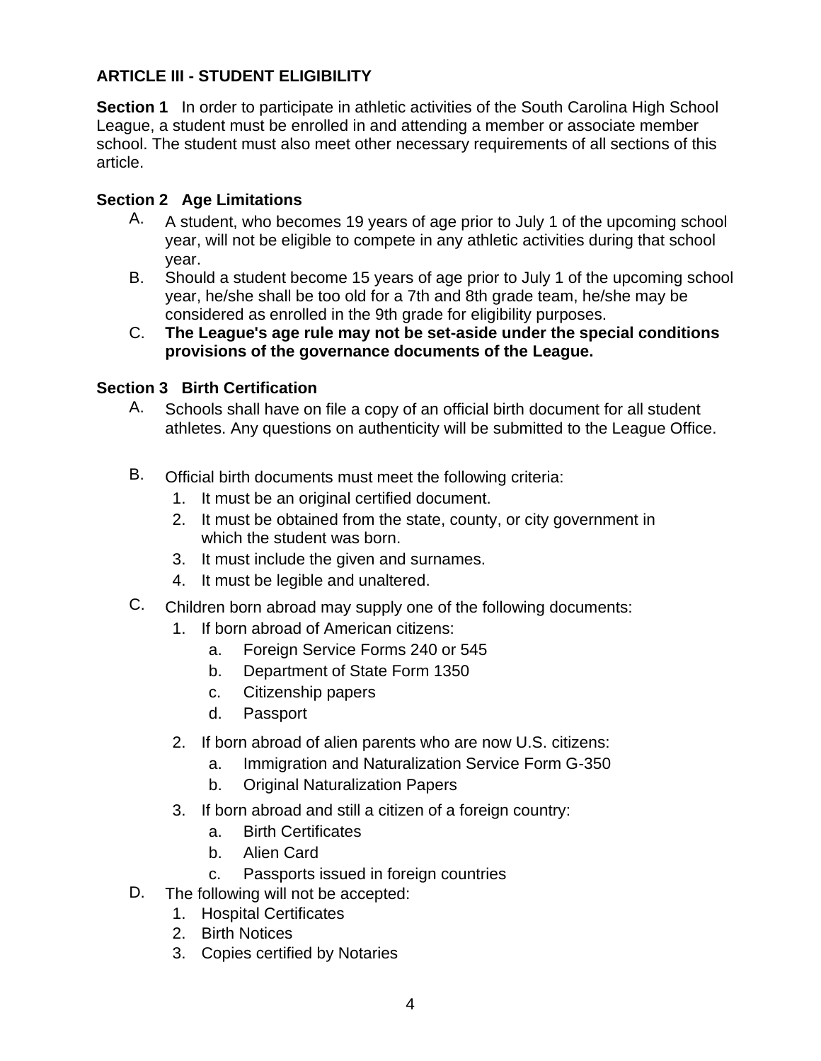## ARTICLE III - STUDENT ELIGIBILITY

**Section 1** In order to participate in athletic activities of the South Carolina High School League, a student must be enrolled in and attending a member or associate member school. The student must also meet other necessary requirements of all sections of this article.

### Section 2 Age Limitations

A. A student, who becomes 19 years of age prior to July 1 of the upcoming school year, will not be eligible to compete in any athletic activities during that school year.

B. Should a student become 15 years of age prior to July 1 of the upcoming school year, he/she shall be too old for a 7th and 8th grade team, he/she may be considered as enrolled in the 9th grade for eligibility purposes.

C. **The League's age rule may not be set-aside under the special conditions provisions of the governance documents of the League.**

### Section 3 Birth Certification

A. Schools shall have on file a copy of an official birth document for all student athletes. Any questions on authenticity will be submitted to the League Office.

B. Official birth documents must meet the following criteria:
   1. It must be an original certified document.
   2. It must be obtained from the state, county, or city government in which the student was born.
   3. It must include the given and surnames.
   4. It must be legible and unaltered.

C. Children born abroad may supply one of the following documents:
   1. If born abroad of American citizens:
      a. Foreign Service Forms 240 or 545
      b. Department of State Form 1350
      c. Citizenship papers
      d. Passport
   2. If born abroad of alien parents who are now U.S. citizens:
      a. Immigration and Naturalization Service Form G-350
      b. Original Naturalization Papers
   3. If born abroad and still a citizen of a foreign country:
      a. Birth Certificates
      b. Alien Card
      c. Passports issued in foreign countries

D. The following will not be accepted:
   1. Hospital Certificates
   2. Birth Notices
   3. Copies certified by Notaries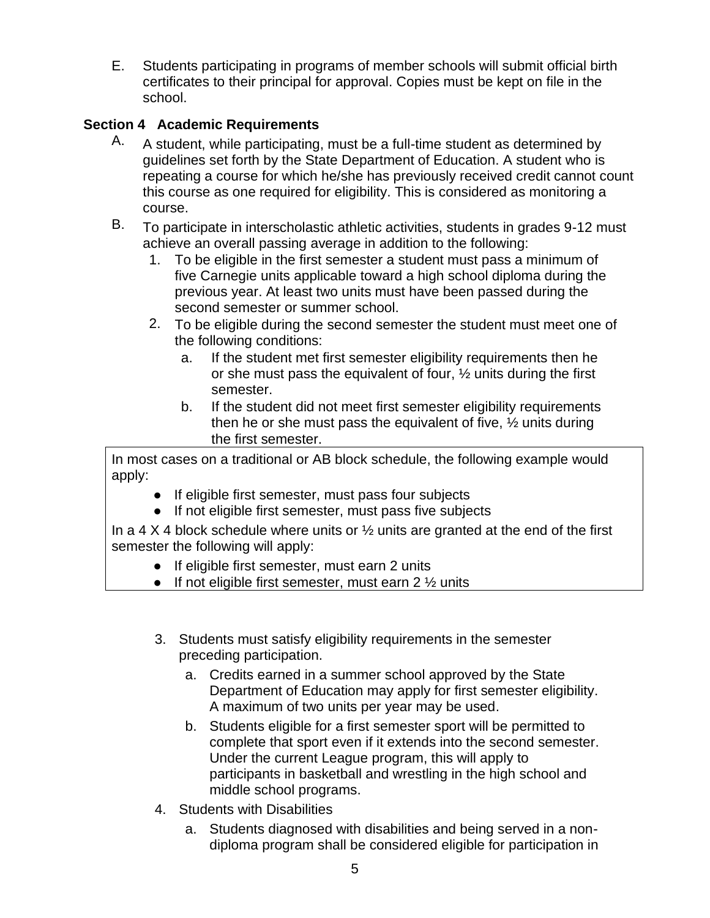E. Students participating in programs of member schools will submit official birth certificates to their principal for approval. Copies must be kept on file in the school.

**Section 4 Academic Requirements**

A. A student, while participating, must be a full-time student as determined by guidelines set forth by the State Department of Education. A student who is repeating a course for which he/she has previously received credit cannot count this course as one required for eligibility. This is considered as monitoring a course.

B. To participate in interscholastic athletic activities, students in grades 9-12 must achieve an overall passing average in addition to the following:

1. To be eligible in the first semester a student must pass a minimum of five Carnegie units applicable toward a high school diploma during the previous year. At least two units must have been passed during the second semester or summer school.
2. To be eligible during the second semester the student must meet one of the following conditions:
   a. If the student met first semester eligibility requirements then he or she must pass the equivalent of four, ½ units during the first semester.
   b. If the student did not meet first semester eligibility requirements then he or she must pass the equivalent of five, ½ units during the first semester.

> In most cases on a traditional or AB block schedule, the following example would apply:
>
> - If eligible first semester, must pass four subjects
> - If not eligible first semester, must pass five subjects
>
> In a 4 X 4 block schedule where units or ½ units are granted at the end of the first semester the following will apply:
>
> - If eligible first semester, must earn 2 units
> - If not eligible first semester, must earn 2 ½ units

3. Students must satisfy eligibility requirements in the semester preceding participation.
   a. Credits earned in a summer school approved by the State Department of Education may apply for first semester eligibility. A maximum of two units per year may be used.
   b. Students eligible for a first semester sport will be permitted to complete that sport even if it extends into the second semester. Under the current League program, this will apply to participants in basketball and wrestling in the high school and middle school programs.
4. Students with Disabilities
   a. Students diagnosed with disabilities and being served in a non-diploma program shall be considered eligible for participation in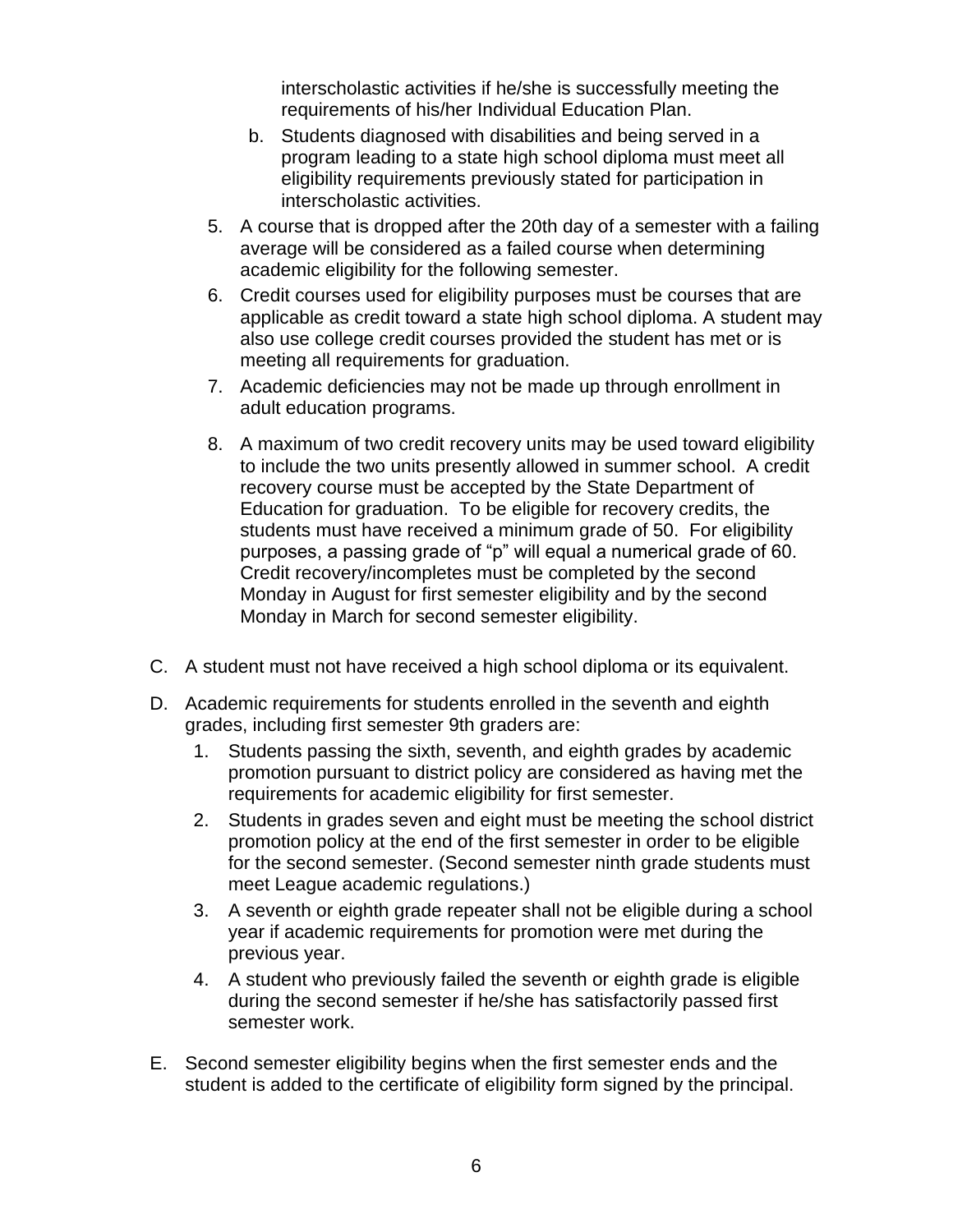interscholastic activities if he/she is successfully meeting the requirements of his/her Individual Education Plan.

   b. Students diagnosed with disabilities and being served in a program leading to a state high school diploma must meet all eligibility requirements previously stated for participation in interscholastic activities.

5. A course that is dropped after the 20th day of a semester with a failing average will be considered as a failed course when determining academic eligibility for the following semester.
6. Credit courses used for eligibility purposes must be courses that are applicable as credit toward a state high school diploma. A student may also use college credit courses provided the student has met or is meeting all requirements for graduation.
7. Academic deficiencies may not be made up through enrollment in adult education programs.
8. A maximum of two credit recovery units may be used toward eligibility to include the two units presently allowed in summer school. A credit recovery course must be accepted by the State Department of Education for graduation. To be eligible for recovery credits, the students must have received a minimum grade of 50. For eligibility purposes, a passing grade of "p" will equal a numerical grade of 60. Credit recovery/incompletes must be completed by the second Monday in August for first semester eligibility and by the second Monday in March for second semester eligibility.

C. A student must not have received a high school diploma or its equivalent.

D. Academic requirements for students enrolled in the seventh and eighth grades, including first semester 9th graders are:

1. Students passing the sixth, seventh, and eighth grades by academic promotion pursuant to district policy are considered as having met the requirements for academic eligibility for first semester.
2. Students in grades seven and eight must be meeting the school district promotion policy at the end of the first semester in order to be eligible for the second semester. (Second semester ninth grade students must meet League academic regulations.)
3. A seventh or eighth grade repeater shall not be eligible during a school year if academic requirements for promotion were met during the previous year.
4. A student who previously failed the seventh or eighth grade is eligible during the second semester if he/she has satisfactorily passed first semester work.

E. Second semester eligibility begins when the first semester ends and the student is added to the certificate of eligibility form signed by the principal.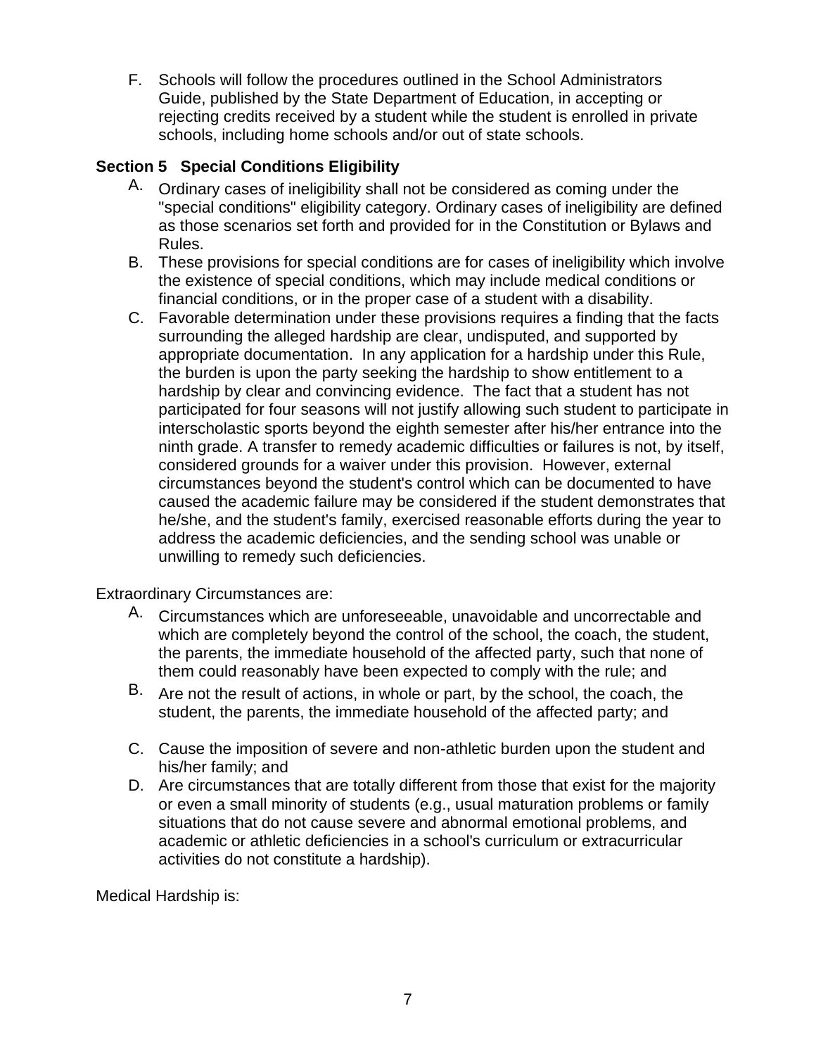F. Schools will follow the procedures outlined in the School Administrators Guide, published by the State Department of Education, in accepting or rejecting credits received by a student while the student is enrolled in private schools, including home schools and/or out of state schools.

**Section 5 Special Conditions Eligibility**

A. Ordinary cases of ineligibility shall not be considered as coming under the "special conditions" eligibility category. Ordinary cases of ineligibility are defined as those scenarios set forth and provided for in the Constitution or Bylaws and Rules.

B. These provisions for special conditions are for cases of ineligibility which involve the existence of special conditions, which may include medical conditions or financial conditions, or in the proper case of a student with a disability.

C. Favorable determination under these provisions requires a finding that the facts surrounding the alleged hardship are clear, undisputed, and supported by appropriate documentation. In any application for a hardship under this Rule, the burden is upon the party seeking the hardship to show entitlement to a hardship by clear and convincing evidence. The fact that a student has not participated for four seasons will not justify allowing such student to participate in interscholastic sports beyond the eighth semester after his/her entrance into the ninth grade. A transfer to remedy academic difficulties or failures is not, by itself, considered grounds for a waiver under this provision. However, external circumstances beyond the student's control which can be documented to have caused the academic failure may be considered if the student demonstrates that he/she, and the student's family, exercised reasonable efforts during the year to address the academic deficiencies, and the sending school was unable or unwilling to remedy such deficiencies.

Extraordinary Circumstances are:

A. Circumstances which are unforeseeable, unavoidable and uncorrectable and which are completely beyond the control of the school, the coach, the student, the parents, the immediate household of the affected party, such that none of them could reasonably have been expected to comply with the rule; and

B. Are not the result of actions, in whole or part, by the school, the coach, the student, the parents, the immediate household of the affected party; and

C. Cause the imposition of severe and non-athletic burden upon the student and his/her family; and

D. Are circumstances that are totally different from those that exist for the majority or even a small minority of students (e.g., usual maturation problems or family situations that do not cause severe and abnormal emotional problems, and academic or athletic deficiencies in a school's curriculum or extracurricular activities do not constitute a hardship).

Medical Hardship is: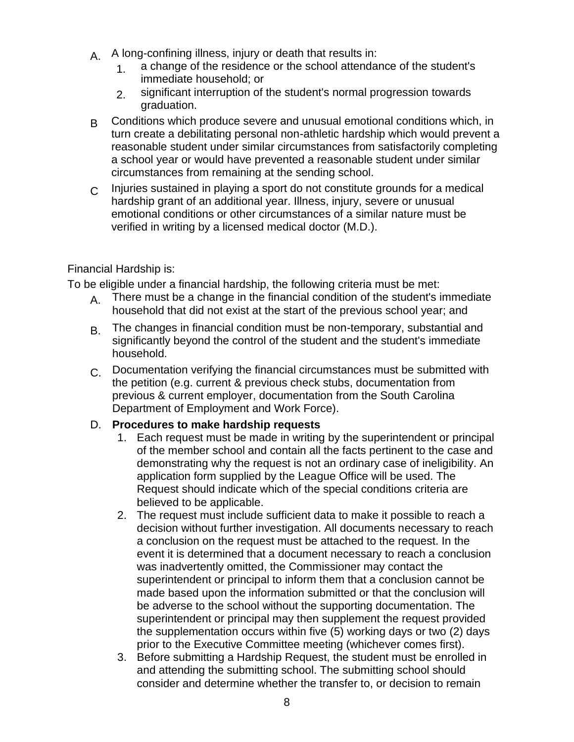A. A long-confining illness, injury or death that results in:
   1. a change of the residence or the school attendance of the student's immediate household; or
   2. significant interruption of the student's normal progression towards graduation.

B Conditions which produce severe and unusual emotional conditions which, in turn create a debilitating personal non-athletic hardship which would prevent a reasonable student under similar circumstances from satisfactorily completing a school year or would have prevented a reasonable student under similar circumstances from remaining at the sending school.

C Injuries sustained in playing a sport do not constitute grounds for a medical hardship grant of an additional year. Illness, injury, severe or unusual emotional conditions or other circumstances of a similar nature must be verified in writing by a licensed medical doctor (M.D.).

Financial Hardship is:

To be eligible under a financial hardship, the following criteria must be met:

A. There must be a change in the financial condition of the student's immediate household that did not exist at the start of the previous school year; and

B. The changes in financial condition must be non-temporary, substantial and significantly beyond the control of the student and the student's immediate household.

C. Documentation verifying the financial circumstances must be submitted with the petition (e.g. current & previous check stubs, documentation from previous & current employer, documentation from the South Carolina Department of Employment and Work Force).

D. **Procedures to make hardship requests**
   1. Each request must be made in writing by the superintendent or principal of the member school and contain all the facts pertinent to the case and demonstrating why the request is not an ordinary case of ineligibility. An application form supplied by the League Office will be used. The Request should indicate which of the special conditions criteria are believed to be applicable.
   2. The request must include sufficient data to make it possible to reach a decision without further investigation. All documents necessary to reach a conclusion on the request must be attached to the request. In the event it is determined that a document necessary to reach a conclusion was inadvertently omitted, the Commissioner may contact the superintendent or principal to inform them that a conclusion cannot be made based upon the information submitted or that the conclusion will be adverse to the school without the supporting documentation. The superintendent or principal may then supplement the request provided the supplementation occurs within five (5) working days or two (2) days prior to the Executive Committee meeting (whichever comes first).
   3. Before submitting a Hardship Request, the student must be enrolled in and attending the submitting school. The submitting school should consider and determine whether the transfer to, or decision to remain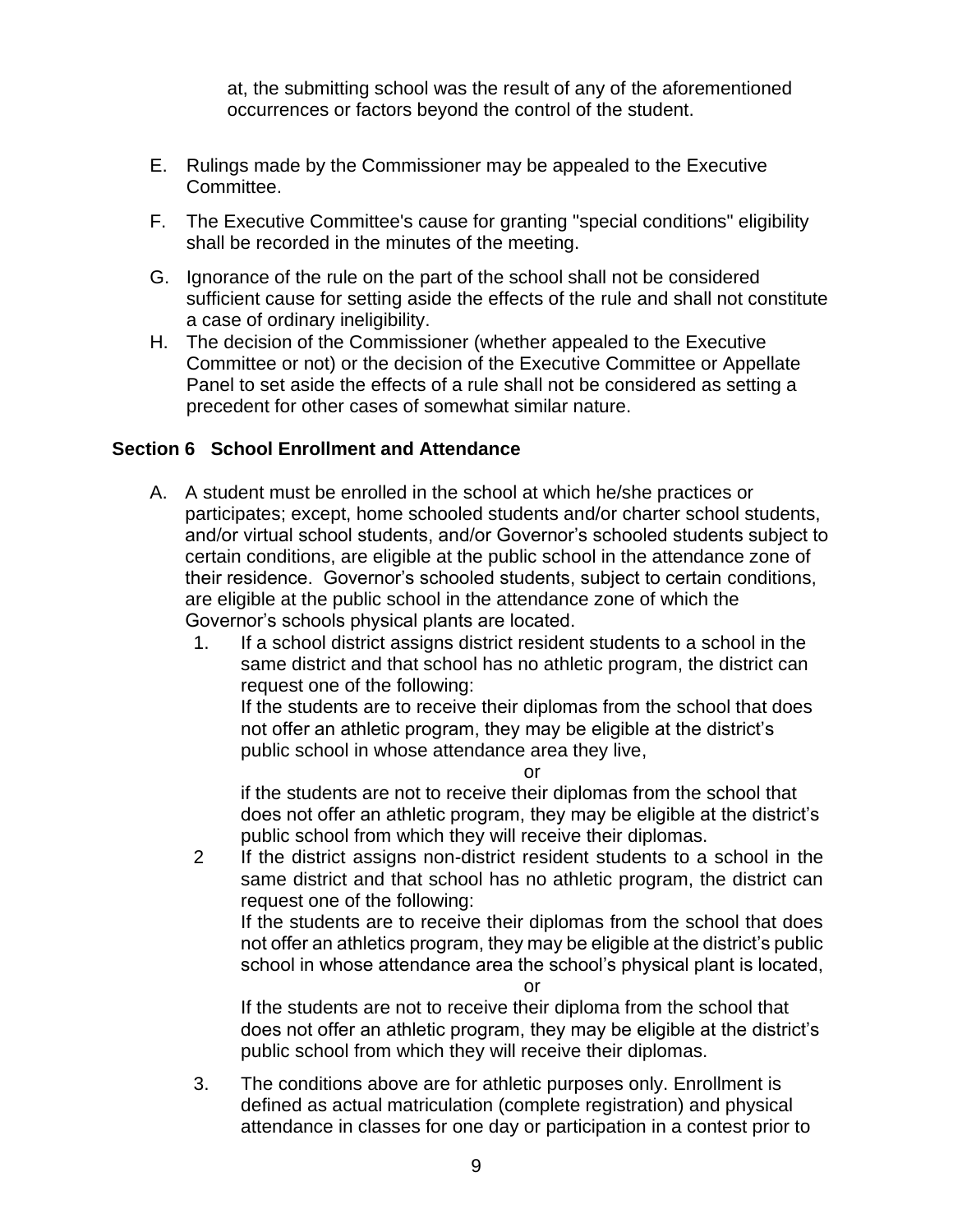at, the submitting school was the result of any of the aforementioned occurrences or factors beyond the control of the student.

E. Rulings made by the Commissioner may be appealed to the Executive Committee.

F. The Executive Committee's cause for granting "special conditions" eligibility shall be recorded in the minutes of the meeting.

G. Ignorance of the rule on the part of the school shall not be considered sufficient cause for setting aside the effects of the rule and shall not constitute a case of ordinary ineligibility.

H. The decision of the Commissioner (whether appealed to the Executive Committee or not) or the decision of the Executive Committee or Appellate Panel to set aside the effects of a rule shall not be considered as setting a precedent for other cases of somewhat similar nature.

## Section 6 School Enrollment and Attendance

A. A student must be enrolled in the school at which he/she practices or participates; except, home schooled students and/or charter school students, and/or virtual school students, and/or Governor's schooled students subject to certain conditions, are eligible at the public school in the attendance zone of their residence. Governor's schooled students, subject to certain conditions, are eligible at the public school in the attendance zone of which the Governor's schools physical plants are located.

1. If a school district assigns district resident students to a school in the same district and that school has no athletic program, the district can request one of the following:

   If the students are to receive their diplomas from the school that does not offer an athletic program, they may be eligible at the district's public school in whose attendance area they live,

   or

   if the students are not to receive their diplomas from the school that does not offer an athletic program, they may be eligible at the district's public school from which they will receive their diplomas.

2. If the district assigns non-district resident students to a school in the same district and that school has no athletic program, the district can request one of the following:

   If the students are to receive their diplomas from the school that does not offer an athletics program, they may be eligible at the district's public school in whose attendance area the school's physical plant is located,

   or

   If the students are not to receive their diploma from the school that does not offer an athletic program, they may be eligible at the district's public school from which they will receive their diplomas.

3. The conditions above are for athletic purposes only. Enrollment is defined as actual matriculation (complete registration) and physical attendance in classes for one day or participation in a contest prior to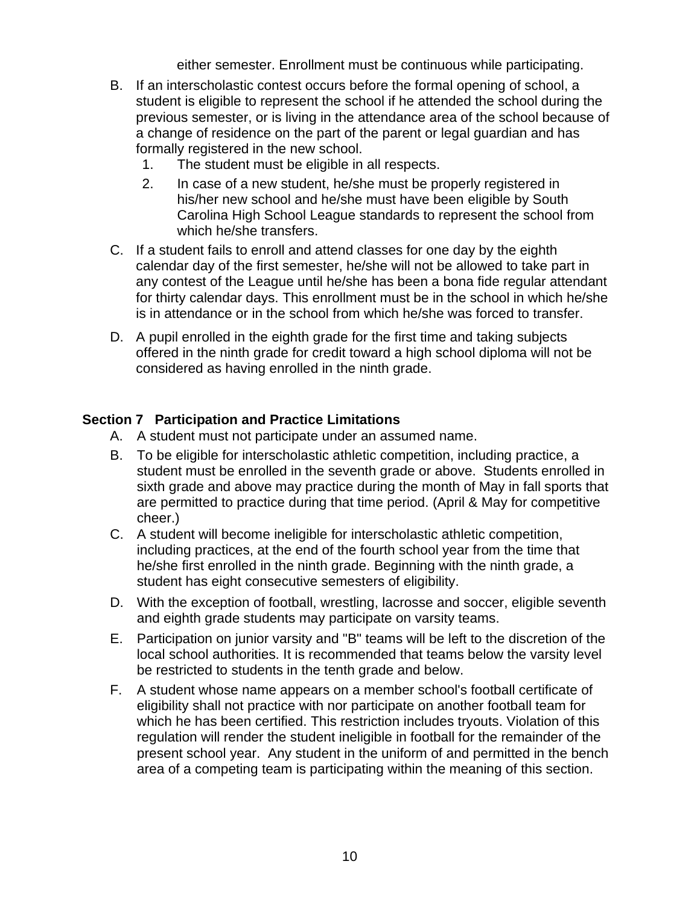either semester. Enrollment must be continuous while participating.

B. If an interscholastic contest occurs before the formal opening of school, a student is eligible to represent the school if he attended the school during the previous semester, or is living in the attendance area of the school because of a change of residence on the part of the parent or legal guardian and has formally registered in the new school.
   1. The student must be eligible in all respects.
   2. In case of a new student, he/she must be properly registered in his/her new school and he/she must have been eligible by South Carolina High School League standards to represent the school from which he/she transfers.

C. If a student fails to enroll and attend classes for one day by the eighth calendar day of the first semester, he/she will not be allowed to take part in any contest of the League until he/she has been a bona fide regular attendant for thirty calendar days. This enrollment must be in the school in which he/she is in attendance or in the school from which he/she was forced to transfer.

D. A pupil enrolled in the eighth grade for the first time and taking subjects offered in the ninth grade for credit toward a high school diploma will not be considered as having enrolled in the ninth grade.

## Section 7 Participation and Practice Limitations

A. A student must not participate under an assumed name.

B. To be eligible for interscholastic athletic competition, including practice, a student must be enrolled in the seventh grade or above. Students enrolled in sixth grade and above may practice during the month of May in fall sports that are permitted to practice during that time period. (April & May for competitive cheer.)

C. A student will become ineligible for interscholastic athletic competition, including practices, at the end of the fourth school year from the time that he/she first enrolled in the ninth grade. Beginning with the ninth grade, a student has eight consecutive semesters of eligibility.

D. With the exception of football, wrestling, lacrosse and soccer, eligible seventh and eighth grade students may participate on varsity teams.

E. Participation on junior varsity and "B" teams will be left to the discretion of the local school authorities. It is recommended that teams below the varsity level be restricted to students in the tenth grade and below.

F. A student whose name appears on a member school's football certificate of eligibility shall not practice with nor participate on another football team for which he has been certified. This restriction includes tryouts. Violation of this regulation will render the student ineligible in football for the remainder of the present school year. Any student in the uniform of and permitted in the bench area of a competing team is participating within the meaning of this section.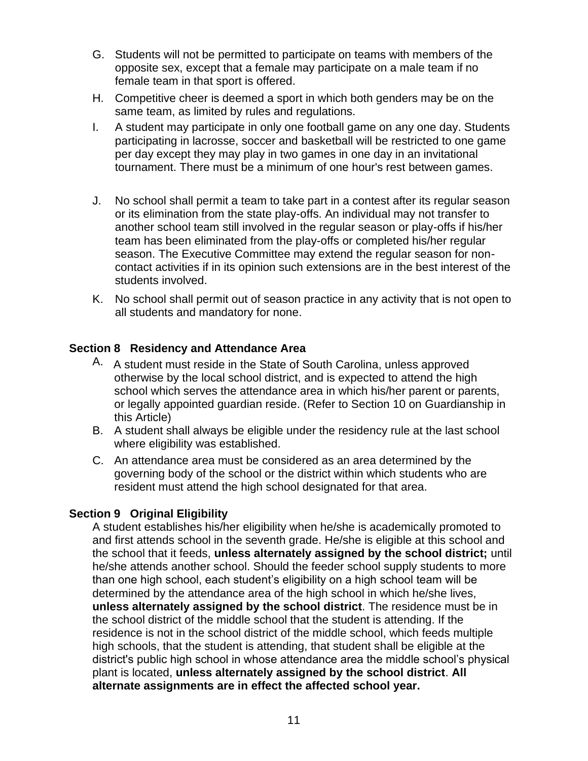G. Students will not be permitted to participate on teams with members of the opposite sex, except that a female may participate on a male team if no female team in that sport is offered.

H. Competitive cheer is deemed a sport in which both genders may be on the same team, as limited by rules and regulations.

I. A student may participate in only one football game on any one day. Students participating in lacrosse, soccer and basketball will be restricted to one game per day except they may play in two games in one day in an invitational tournament. There must be a minimum of one hour's rest between games.

J. No school shall permit a team to take part in a contest after its regular season or its elimination from the state play-offs. An individual may not transfer to another school team still involved in the regular season or play-offs if his/her team has been eliminated from the play-offs or completed his/her regular season. The Executive Committee may extend the regular season for non-contact activities if in its opinion such extensions are in the best interest of the students involved.

K. No school shall permit out of season practice in any activity that is not open to all students and mandatory for none.

### Section 8 Residency and Attendance Area

A. A student must reside in the State of South Carolina, unless approved otherwise by the local school district, and is expected to attend the high school which serves the attendance area in which his/her parent or parents, or legally appointed guardian reside. (Refer to Section 10 on Guardianship in this Article)

B. A student shall always be eligible under the residency rule at the last school where eligibility was established.

C. An attendance area must be considered as an area determined by the governing body of the school or the district within which students who are resident must attend the high school designated for that area.

### Section 9 Original Eligibility

A student establishes his/her eligibility when he/she is academically promoted to and first attends school in the seventh grade. He/she is eligible at this school and the school that it feeds, **unless alternately assigned by the school district;** until he/she attends another school. Should the feeder school supply students to more than one high school, each student's eligibility on a high school team will be determined by the attendance area of the high school in which he/she lives, **unless alternately assigned by the school district**. The residence must be in the school district of the middle school that the student is attending. If the residence is not in the school district of the middle school, which feeds multiple high schools, that the student is attending, that student shall be eligible at the district's public high school in whose attendance area the middle school's physical plant is located, **unless alternately assigned by the school district**. **All alternate assignments are in effect the affected school year.**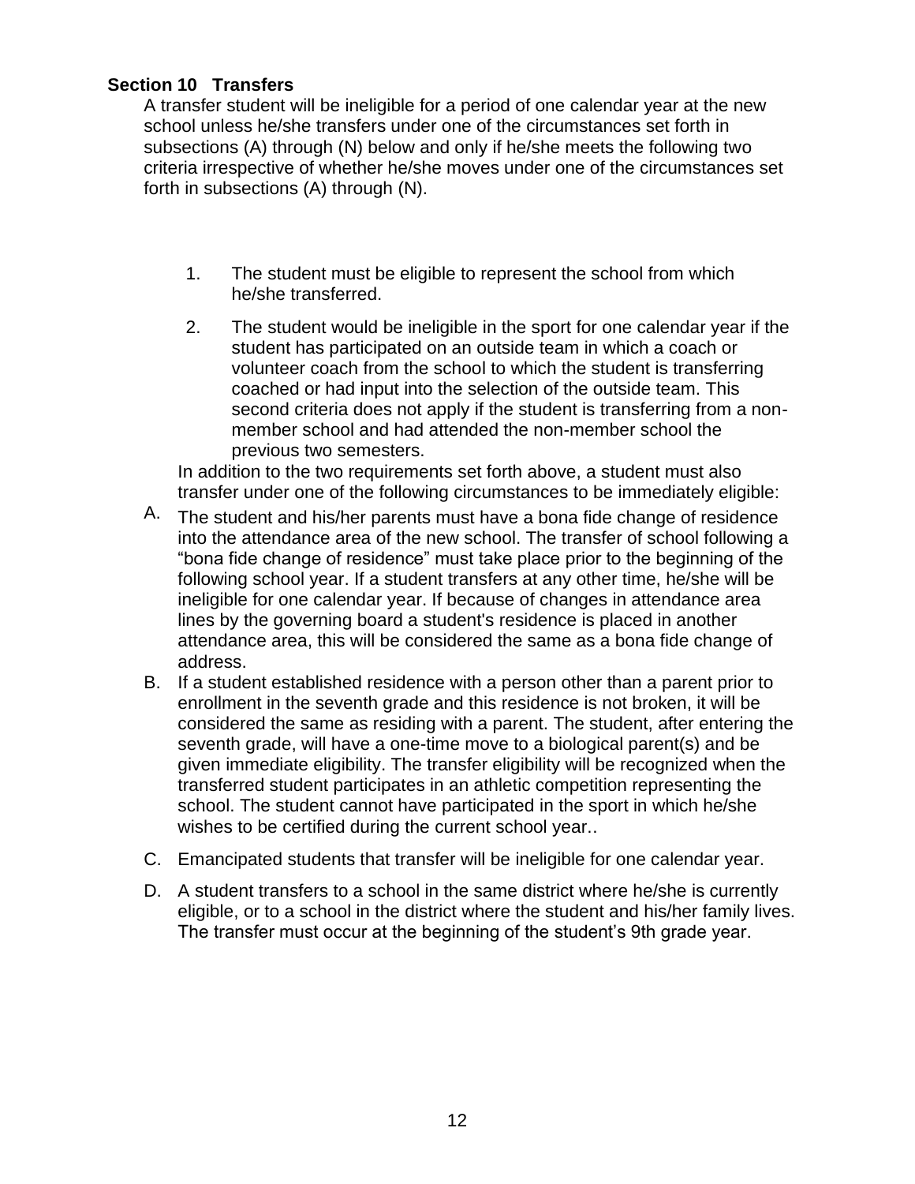### Section 10 Transfers

A transfer student will be ineligible for a period of one calendar year at the new school unless he/she transfers under one of the circumstances set forth in subsections (A) through (N) below and only if he/she meets the following two criteria irrespective of whether he/she moves under one of the circumstances set forth in subsections (A) through (N).

1. The student must be eligible to represent the school from which he/she transferred.
2. The student would be ineligible in the sport for one calendar year if the student has participated on an outside team in which a coach or volunteer coach from the school to which the student is transferring coached or had input into the selection of the outside team. This second criteria does not apply if the student is transferring from a non-member school and had attended the non-member school the previous two semesters.

In addition to the two requirements set forth above, a student must also transfer under one of the following circumstances to be immediately eligible:

A. The student and his/her parents must have a bona fide change of residence into the attendance area of the new school. The transfer of school following a "bona fide change of residence" must take place prior to the beginning of the following school year. If a student transfers at any other time, he/she will be ineligible for one calendar year. If because of changes in attendance area lines by the governing board a student's residence is placed in another attendance area, this will be considered the same as a bona fide change of address.

B. If a student established residence with a person other than a parent prior to enrollment in the seventh grade and this residence is not broken, it will be considered the same as residing with a parent. The student, after entering the seventh grade, will have a one-time move to a biological parent(s) and be given immediate eligibility. The transfer eligibility will be recognized when the transferred student participates in an athletic competition representing the school. The student cannot have participated in the sport in which he/she wishes to be certified during the current school year..

C. Emancipated students that transfer will be ineligible for one calendar year.

D. A student transfers to a school in the same district where he/she is currently eligible, or to a school in the district where the student and his/her family lives. The transfer must occur at the beginning of the student's 9th grade year.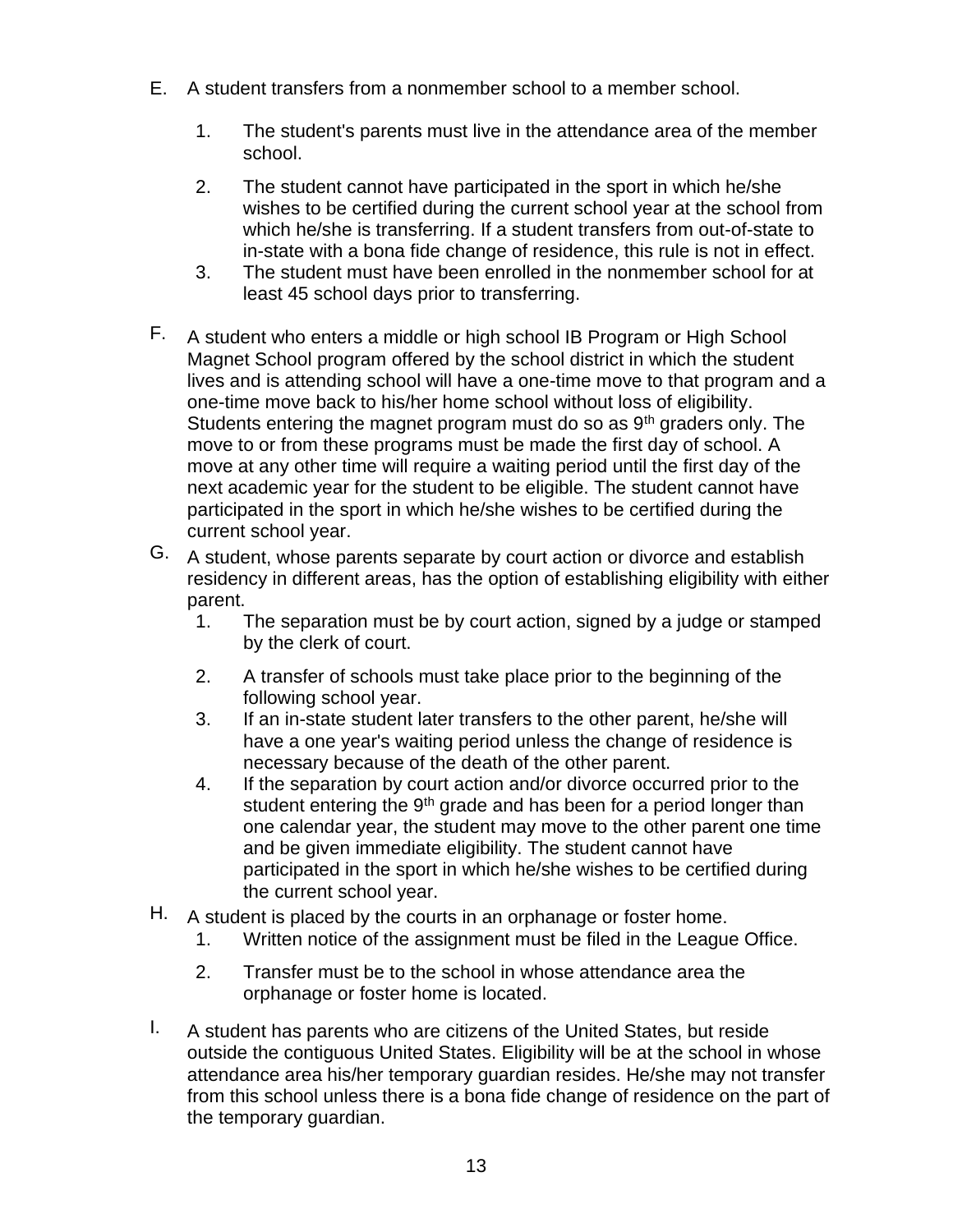E. A student transfers from a nonmember school to a member school.

   1. The student's parents must live in the attendance area of the member school.
   2. The student cannot have participated in the sport in which he/she wishes to be certified during the current school year at the school from which he/she is transferring. If a student transfers from out-of-state to in-state with a bona fide change of residence, this rule is not in effect.
   3. The student must have been enrolled in the nonmember school for at least 45 school days prior to transferring.

F. A student who enters a middle or high school IB Program or High School Magnet School program offered by the school district in which the student lives and is attending school will have a one-time move to that program and a one-time move back to his/her home school without loss of eligibility. Students entering the magnet program must do so as 9th graders only. The move to or from these programs must be made the first day of school. A move at any other time will require a waiting period until the first day of the next academic year for the student to be eligible. The student cannot have participated in the sport in which he/she wishes to be certified during the current school year.

G. A student, whose parents separate by court action or divorce and establish residency in different areas, has the option of establishing eligibility with either parent.

   1. The separation must be by court action, signed by a judge or stamped by the clerk of court.
   2. A transfer of schools must take place prior to the beginning of the following school year.
   3. If an in-state student later transfers to the other parent, he/she will have a one year's waiting period unless the change of residence is necessary because of the death of the other parent.
   4. If the separation by court action and/or divorce occurred prior to the student entering the 9th grade and has been for a period longer than one calendar year, the student may move to the other parent one time and be given immediate eligibility. The student cannot have participated in the sport in which he/she wishes to be certified during the current school year.

H. A student is placed by the courts in an orphanage or foster home.

   1. Written notice of the assignment must be filed in the League Office.
   2. Transfer must be to the school in whose attendance area the orphanage or foster home is located.

I. A student has parents who are citizens of the United States, but reside outside the contiguous United States. Eligibility will be at the school in whose attendance area his/her temporary guardian resides. He/she may not transfer from this school unless there is a bona fide change of residence on the part of the temporary guardian.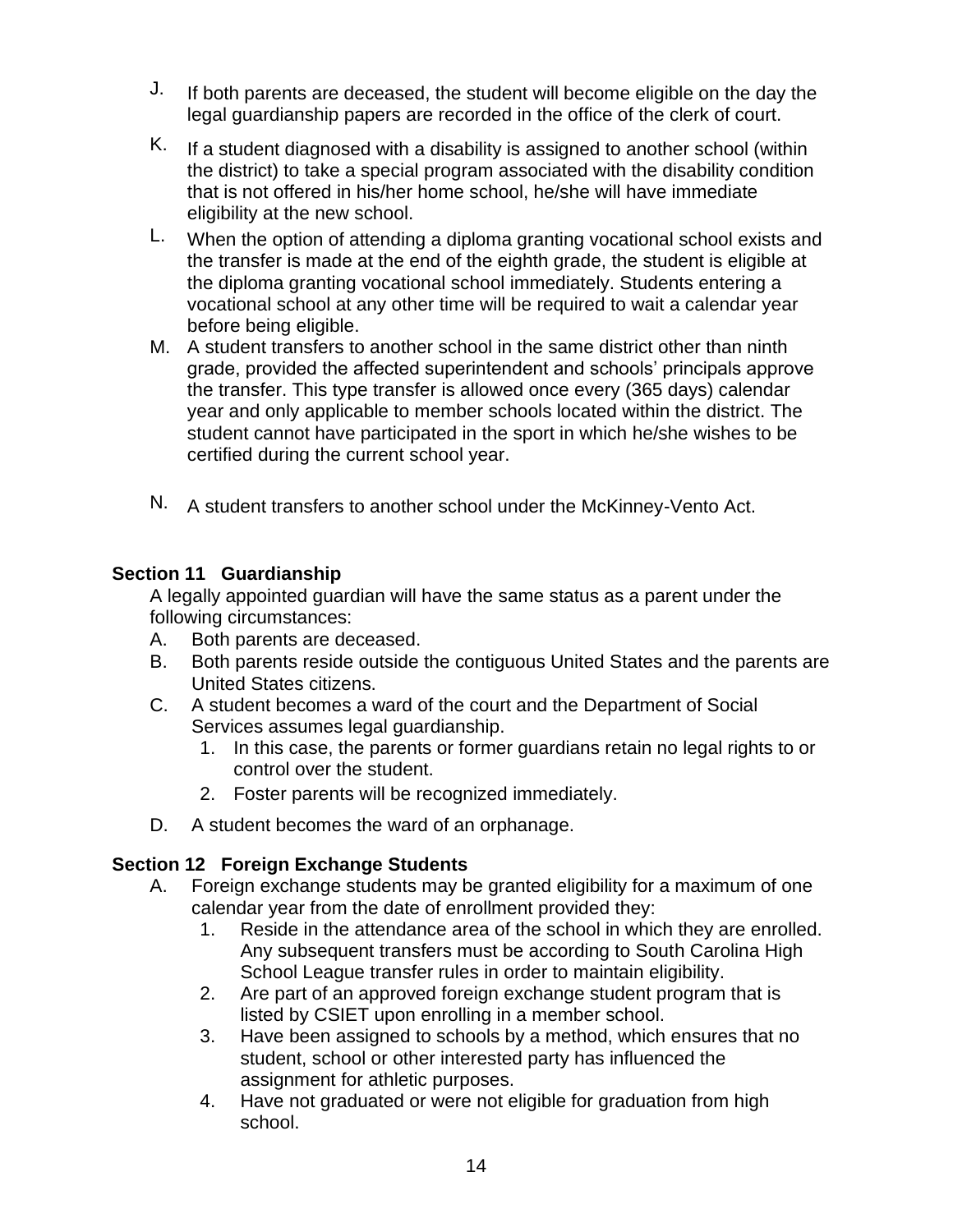J. If both parents are deceased, the student will become eligible on the day the legal guardianship papers are recorded in the office of the clerk of court.

K. If a student diagnosed with a disability is assigned to another school (within the district) to take a special program associated with the disability condition that is not offered in his/her home school, he/she will have immediate eligibility at the new school.

L. When the option of attending a diploma granting vocational school exists and the transfer is made at the end of the eighth grade, the student is eligible at the diploma granting vocational school immediately. Students entering a vocational school at any other time will be required to wait a calendar year before being eligible.

M. A student transfers to another school in the same district other than ninth grade, provided the affected superintendent and schools' principals approve the transfer. This type transfer is allowed once every (365 days) calendar year and only applicable to member schools located within the district. The student cannot have participated in the sport in which he/she wishes to be certified during the current school year.

N. A student transfers to another school under the McKinney-Vento Act.

**Section 11 Guardianship**

A legally appointed guardian will have the same status as a parent under the following circumstances:

A. Both parents are deceased.

B. Both parents reside outside the contiguous United States and the parents are United States citizens.

C. A student becomes a ward of the court and the Department of Social Services assumes legal guardianship.
   1. In this case, the parents or former guardians retain no legal rights to or control over the student.
   2. Foster parents will be recognized immediately.

D. A student becomes the ward of an orphanage.

**Section 12 Foreign Exchange Students**

A. Foreign exchange students may be granted eligibility for a maximum of one calendar year from the date of enrollment provided they:
   1. Reside in the attendance area of the school in which they are enrolled. Any subsequent transfers must be according to South Carolina High School League transfer rules in order to maintain eligibility.
   2. Are part of an approved foreign exchange student program that is listed by CSIET upon enrolling in a member school.
   3. Have been assigned to schools by a method, which ensures that no student, school or other interested party has influenced the assignment for athletic purposes.
   4. Have not graduated or were not eligible for graduation from high school.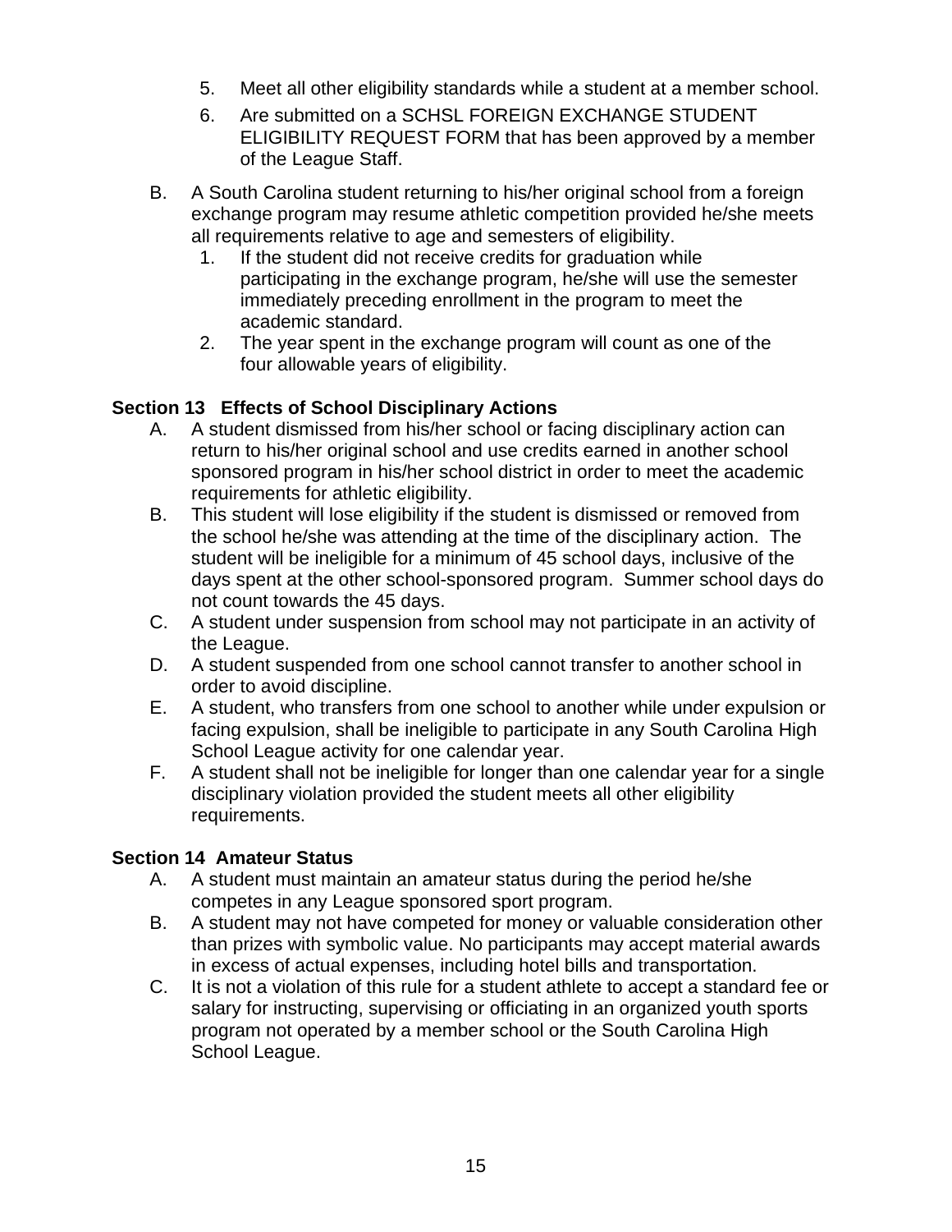5. Meet all other eligibility standards while a student at a member school.
6. Are submitted on a SCHSL FOREIGN EXCHANGE STUDENT ELIGIBILITY REQUEST FORM that has been approved by a member of the League Staff.

B. A South Carolina student returning to his/her original school from a foreign exchange program may resume athletic competition provided he/she meets all requirements relative to age and semesters of eligibility.
   1. If the student did not receive credits for graduation while participating in the exchange program, he/she will use the semester immediately preceding enrollment in the program to meet the academic standard.
   2. The year spent in the exchange program will count as one of the four allowable years of eligibility.

**Section 13 Effects of School Disciplinary Actions**

A. A student dismissed from his/her school or facing disciplinary action can return to his/her original school and use credits earned in another school sponsored program in his/her school district in order to meet the academic requirements for athletic eligibility.

B. This student will lose eligibility if the student is dismissed or removed from the school he/she was attending at the time of the disciplinary action. The student will be ineligible for a minimum of 45 school days, inclusive of the days spent at the other school-sponsored program. Summer school days do not count towards the 45 days.

C. A student under suspension from school may not participate in an activity of the League.

D. A student suspended from one school cannot transfer to another school in order to avoid discipline.

E. A student, who transfers from one school to another while under expulsion or facing expulsion, shall be ineligible to participate in any South Carolina High School League activity for one calendar year.

F. A student shall not be ineligible for longer than one calendar year for a single disciplinary violation provided the student meets all other eligibility requirements.

**Section 14 Amateur Status**

A. A student must maintain an amateur status during the period he/she competes in any League sponsored sport program.

B. A student may not have competed for money or valuable consideration other than prizes with symbolic value. No participants may accept material awards in excess of actual expenses, including hotel bills and transportation.

C. It is not a violation of this rule for a student athlete to accept a standard fee or salary for instructing, supervising or officiating in an organized youth sports program not operated by a member school or the South Carolina High School League.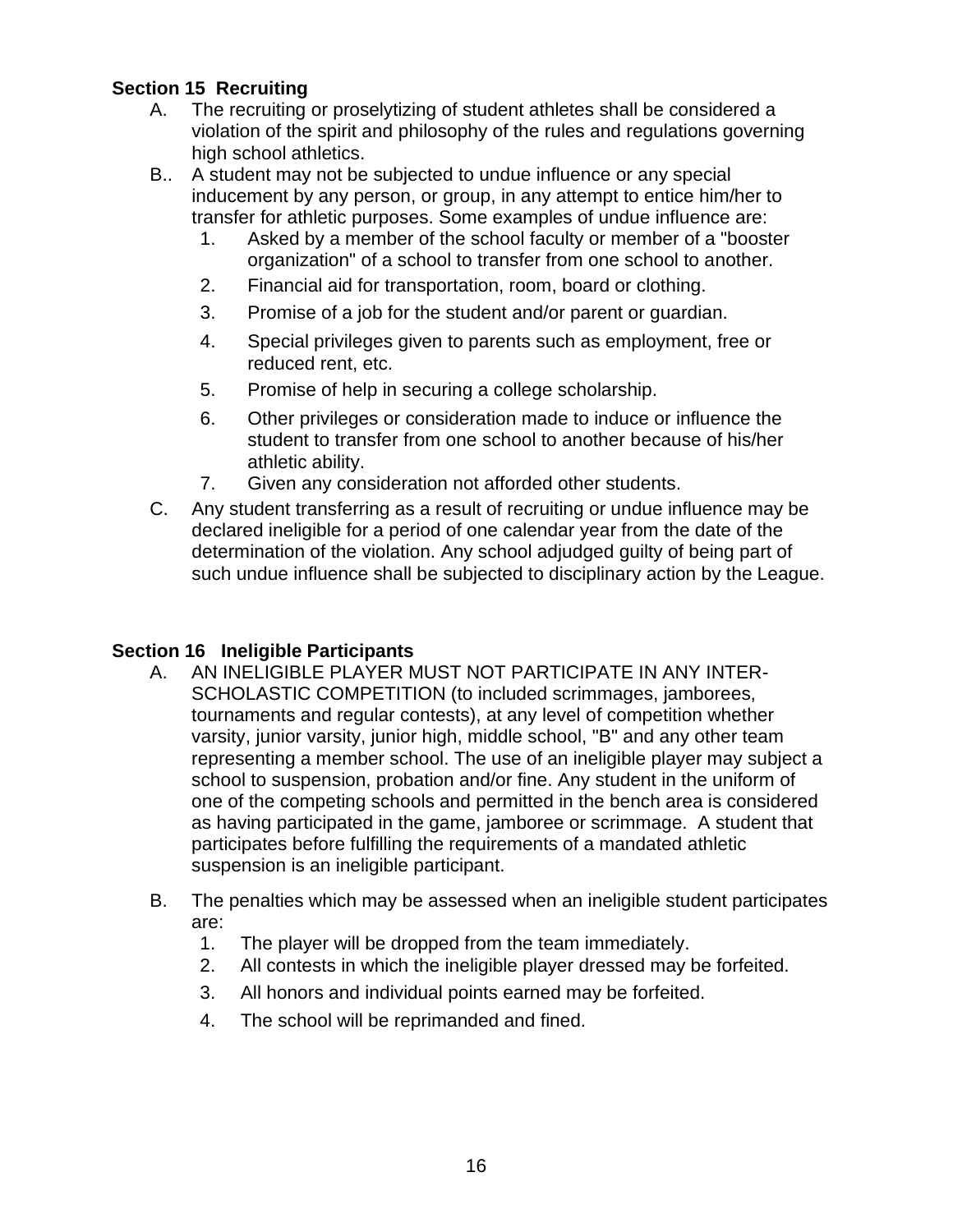**Section 15 Recruiting**

A. The recruiting or proselytizing of student athletes shall be considered a violation of the spirit and philosophy of the rules and regulations governing high school athletics.

B.. A student may not be subjected to undue influence or any special inducement by any person, or group, in any attempt to entice him/her to transfer for athletic purposes. Some examples of undue influence are:

1. Asked by a member of the school faculty or member of a "booster organization" of a school to transfer from one school to another.
2. Financial aid for transportation, room, board or clothing.
3. Promise of a job for the student and/or parent or guardian.
4. Special privileges given to parents such as employment, free or reduced rent, etc.
5. Promise of help in securing a college scholarship.
6. Other privileges or consideration made to induce or influence the student to transfer from one school to another because of his/her athletic ability.
7. Given any consideration not afforded other students.

C. Any student transferring as a result of recruiting or undue influence may be declared ineligible for a period of one calendar year from the date of the determination of the violation. Any school adjudged guilty of being part of such undue influence shall be subjected to disciplinary action by the League.

**Section 16 Ineligible Participants**

A. AN INELIGIBLE PLAYER MUST NOT PARTICIPATE IN ANY INTER-SCHOLASTIC COMPETITION (to included scrimmages, jamborees, tournaments and regular contests), at any level of competition whether varsity, junior varsity, junior high, middle school, "B" and any other team representing a member school. The use of an ineligible player may subject a school to suspension, probation and/or fine. Any student in the uniform of one of the competing schools and permitted in the bench area is considered as having participated in the game, jamboree or scrimmage. A student that participates before fulfilling the requirements of a mandated athletic suspension is an ineligible participant.

B. The penalties which may be assessed when an ineligible student participates are:

1. The player will be dropped from the team immediately.
2. All contests in which the ineligible player dressed may be forfeited.
3. All honors and individual points earned may be forfeited.
4. The school will be reprimanded and fined.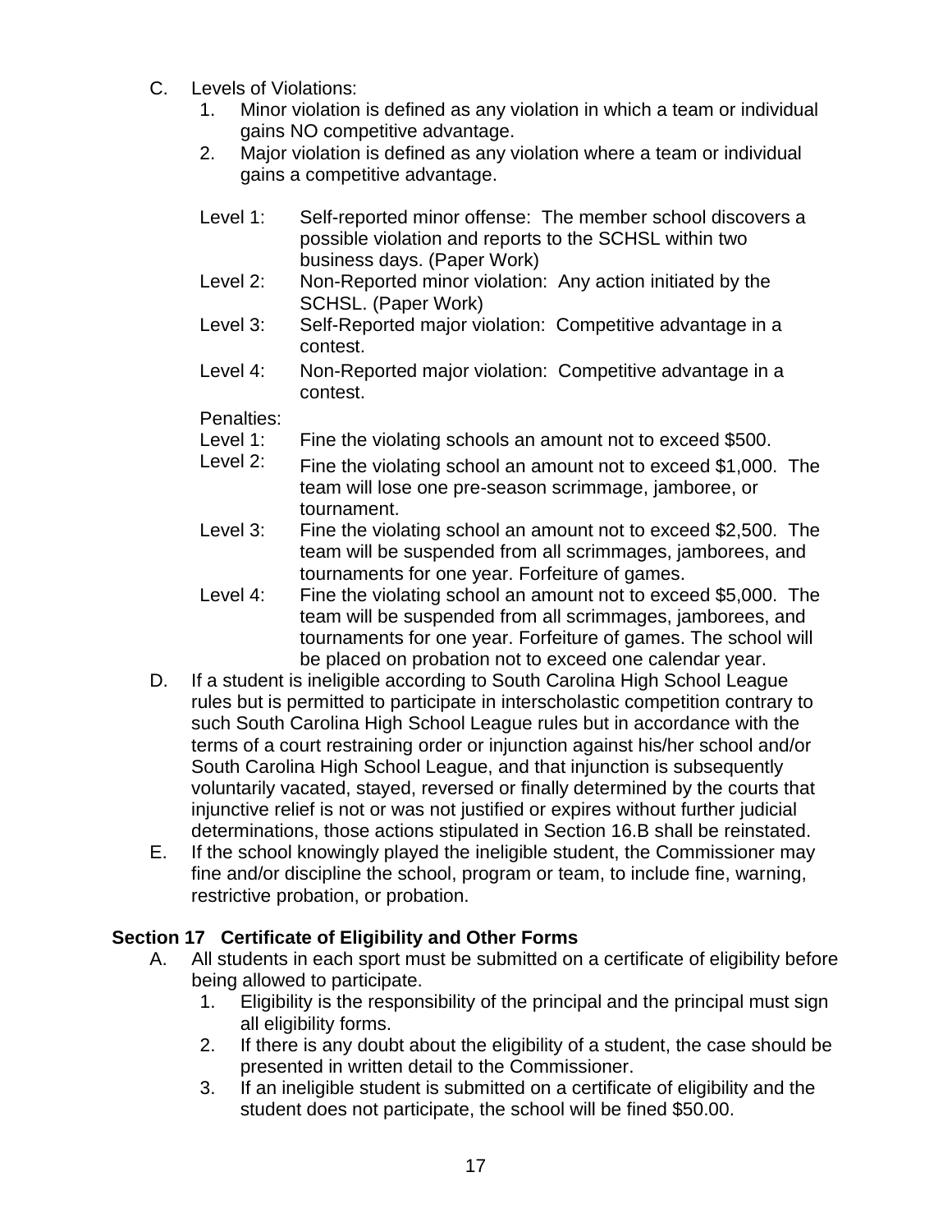C. Levels of Violations:
   1. Minor violation is defined as any violation in which a team or individual gains NO competitive advantage.
   2. Major violation is defined as any violation where a team or individual gains a competitive advantage.

   Level 1: Self-reported minor offense: The member school discovers a possible violation and reports to the SCHSL within two business days. (Paper Work)
   Level 2: Non-Reported minor violation: Any action initiated by the SCHSL. (Paper Work)
   Level 3: Self-Reported major violation: Competitive advantage in a contest.
   Level 4: Non-Reported major violation: Competitive advantage in a contest.

   Penalties:
   Level 1: Fine the violating schools an amount not to exceed $500.
   Level 2: Fine the violating school an amount not to exceed $1,000. The team will lose one pre-season scrimmage, jamboree, or tournament.
   Level 3: Fine the violating school an amount not to exceed $2,500. The team will be suspended from all scrimmages, jamborees, and tournaments for one year. Forfeiture of games.
   Level 4: Fine the violating school an amount not to exceed $5,000. The team will be suspended from all scrimmages, jamborees, and tournaments for one year. Forfeiture of games. The school will be placed on probation not to exceed one calendar year.

D. If a student is ineligible according to South Carolina High School League rules but is permitted to participate in interscholastic competition contrary to such South Carolina High School League rules but in accordance with the terms of a court restraining order or injunction against his/her school and/or South Carolina High School League, and that injunction is subsequently voluntarily vacated, stayed, reversed or finally determined by the courts that injunctive relief is not or was not justified or expires without further judicial determinations, those actions stipulated in Section 16.B shall be reinstated.

E. If the school knowingly played the ineligible student, the Commissioner may fine and/or discipline the school, program or team, to include fine, warning, restrictive probation, or probation.

## Section 17 Certificate of Eligibility and Other Forms

A. All students in each sport must be submitted on a certificate of eligibility before being allowed to participate.
   1. Eligibility is the responsibility of the principal and the principal must sign all eligibility forms.
   2. If there is any doubt about the eligibility of a student, the case should be presented in written detail to the Commissioner.
   3. If an ineligible student is submitted on a certificate of eligibility and the student does not participate, the school will be fined $50.00.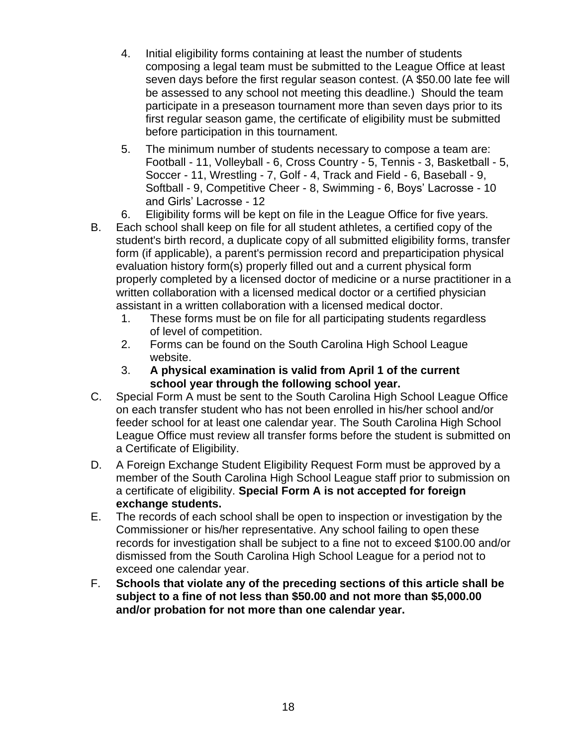4. Initial eligibility forms containing at least the number of students composing a legal team must be submitted to the League Office at least seven days before the first regular season contest. (A $50.00 late fee will be assessed to any school not meeting this deadline.) Should the team participate in a preseason tournament more than seven days prior to its first regular season game, the certificate of eligibility must be submitted before participation in this tournament.
5. The minimum number of students necessary to compose a team are: Football - 11, Volleyball - 6, Cross Country - 5, Tennis - 3, Basketball - 5, Soccer - 11, Wrestling - 7, Golf - 4, Track and Field - 6, Baseball - 9, Softball - 9, Competitive Cheer - 8, Swimming - 6, Boys' Lacrosse - 10 and Girls' Lacrosse - 12
6. Eligibility forms will be kept on file in the League Office for five years.

B. Each school shall keep on file for all student athletes, a certified copy of the student's birth record, a duplicate copy of all submitted eligibility forms, transfer form (if applicable), a parent's permission record and preparticipation physical evaluation history form(s) properly filled out and a current physical form properly completed by a licensed doctor of medicine or a nurse practitioner in a written collaboration with a licensed medical doctor or a certified physician assistant in a written collaboration with a licensed medical doctor.
   1. These forms must be on file for all participating students regardless of level of competition.
   2. Forms can be found on the South Carolina High School League website.
   3. **A physical examination is valid from April 1 of the current school year through the following school year.**

C. Special Form A must be sent to the South Carolina High School League Office on each transfer student who has not been enrolled in his/her school and/or feeder school for at least one calendar year. The South Carolina High School League Office must review all transfer forms before the student is submitted on a Certificate of Eligibility.

D. A Foreign Exchange Student Eligibility Request Form must be approved by a member of the South Carolina High School League staff prior to submission on a certificate of eligibility. **Special Form A is not accepted for foreign exchange students.**

E. The records of each school shall be open to inspection or investigation by the Commissioner or his/her representative. Any school failing to open these records for investigation shall be subject to a fine not to exceed $100.00 and/or dismissed from the South Carolina High School League for a period not to exceed one calendar year.

F. **Schools that violate any of the preceding sections of this article shall be subject to a fine of not less than $50.00 and not more than $5,000.00 and/or probation for not more than one calendar year.**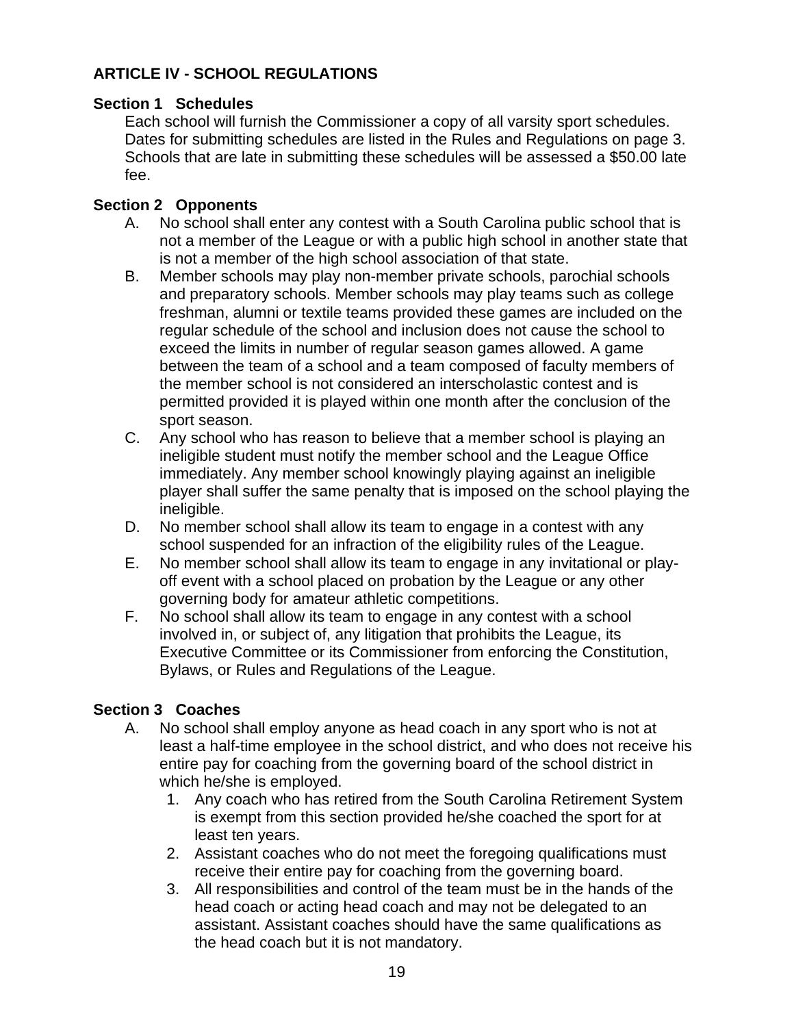## ARTICLE IV - SCHOOL REGULATIONS

### Section 1 Schedules

Each school will furnish the Commissioner a copy of all varsity sport schedules. Dates for submitting schedules are listed in the Rules and Regulations on page 3. Schools that are late in submitting these schedules will be assessed a $50.00 late fee.

### Section 2 Opponents

A. No school shall enter any contest with a South Carolina public school that is not a member of the League or with a public high school in another state that is not a member of the high school association of that state.

B. Member schools may play non-member private schools, parochial schools and preparatory schools. Member schools may play teams such as college freshman, alumni or textile teams provided these games are included on the regular schedule of the school and inclusion does not cause the school to exceed the limits in number of regular season games allowed. A game between the team of a school and a team composed of faculty members of the member school is not considered an interscholastic contest and is permitted provided it is played within one month after the conclusion of the sport season.

C. Any school who has reason to believe that a member school is playing an ineligible student must notify the member school and the League Office immediately. Any member school knowingly playing against an ineligible player shall suffer the same penalty that is imposed on the school playing the ineligible.

D. No member school shall allow its team to engage in a contest with any school suspended for an infraction of the eligibility rules of the League.

E. No member school shall allow its team to engage in any invitational or play-off event with a school placed on probation by the League or any other governing body for amateur athletic competitions.

F. No school shall allow its team to engage in any contest with a school involved in, or subject of, any litigation that prohibits the League, its Executive Committee or its Commissioner from enforcing the Constitution, Bylaws, or Rules and Regulations of the League.

### Section 3 Coaches

A. No school shall employ anyone as head coach in any sport who is not at least a half-time employee in the school district, and who does not receive his entire pay for coaching from the governing board of the school district in which he/she is employed.

1. Any coach who has retired from the South Carolina Retirement System is exempt from this section provided he/she coached the sport for at least ten years.
2. Assistant coaches who do not meet the foregoing qualifications must receive their entire pay for coaching from the governing board.
3. All responsibilities and control of the team must be in the hands of the head coach or acting head coach and may not be delegated to an assistant. Assistant coaches should have the same qualifications as the head coach but it is not mandatory.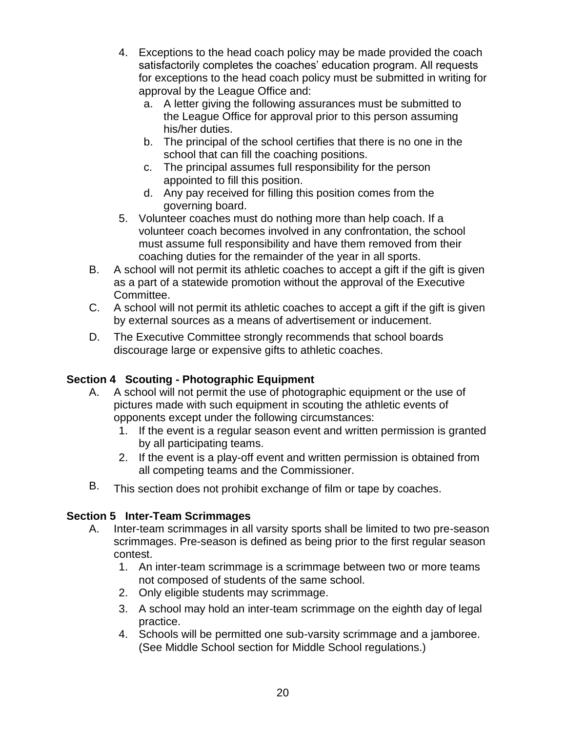4. Exceptions to the head coach policy may be made provided the coach satisfactorily completes the coaches' education program. All requests for exceptions to the head coach policy must be submitted in writing for approval by the League Office and:
   a. A letter giving the following assurances must be submitted to the League Office for approval prior to this person assuming his/her duties.
   b. The principal of the school certifies that there is no one in the school that can fill the coaching positions.
   c. The principal assumes full responsibility for the person appointed to fill this position.
   d. Any pay received for filling this position comes from the governing board.
5. Volunteer coaches must do nothing more than help coach. If a volunteer coach becomes involved in any confrontation, the school must assume full responsibility and have them removed from their coaching duties for the remainder of the year in all sports.

B. A school will not permit its athletic coaches to accept a gift if the gift is given as a part of a statewide promotion without the approval of the Executive Committee.

C. A school will not permit its athletic coaches to accept a gift if the gift is given by external sources as a means of advertisement or inducement.

D. The Executive Committee strongly recommends that school boards discourage large or expensive gifts to athletic coaches.

### Section 4 Scouting - Photographic Equipment

A. A school will not permit the use of photographic equipment or the use of pictures made with such equipment in scouting the athletic events of opponents except under the following circumstances:
   1. If the event is a regular season event and written permission is granted by all participating teams.
   2. If the event is a play-off event and written permission is obtained from all competing teams and the Commissioner.

B. This section does not prohibit exchange of film or tape by coaches.

### Section 5 Inter-Team Scrimmages

A. Inter-team scrimmages in all varsity sports shall be limited to two pre-season scrimmages. Pre-season is defined as being prior to the first regular season contest.
   1. An inter-team scrimmage is a scrimmage between two or more teams not composed of students of the same school.
   2. Only eligible students may scrimmage.
   3. A school may hold an inter-team scrimmage on the eighth day of legal practice.
   4. Schools will be permitted one sub-varsity scrimmage and a jamboree. (See Middle School section for Middle School regulations.)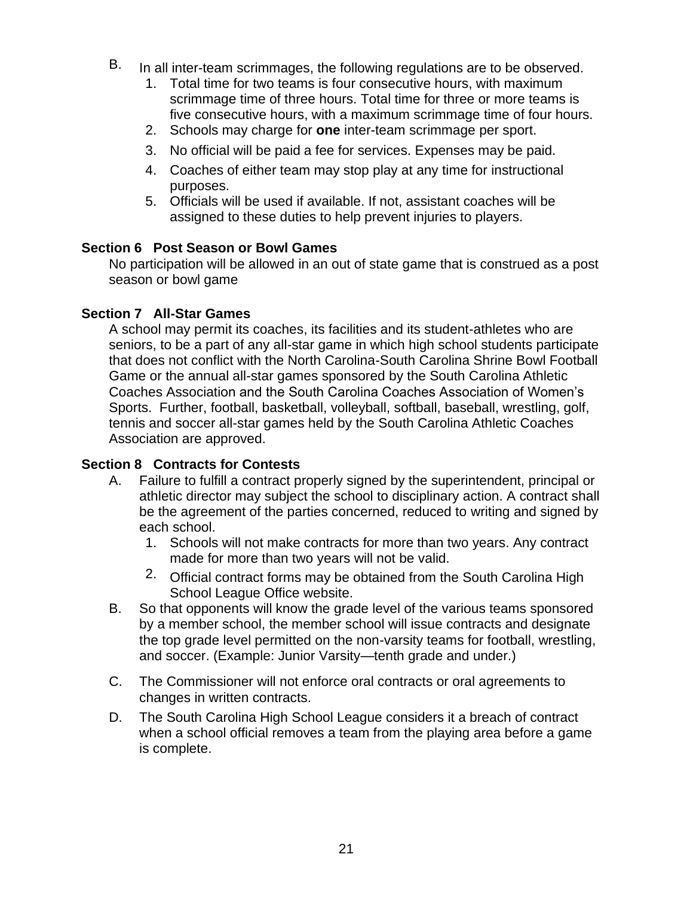B. In all inter-team scrimmages, the following regulations are to be observed.
   1. Total time for two teams is four consecutive hours, with maximum scrimmage time of three hours. Total time for three or more teams is five consecutive hours, with a maximum scrimmage time of four hours.
   2. Schools may charge for **one** inter-team scrimmage per sport.
   3. No official will be paid a fee for services. Expenses may be paid.
   4. Coaches of either team may stop play at any time for instructional purposes.
   5. Officials will be used if available. If not, assistant coaches will be assigned to these duties to help prevent injuries to players.

**Section 6 Post Season or Bowl Games**

No participation will be allowed in an out of state game that is construed as a post season or bowl game

**Section 7 All-Star Games**

A school may permit its coaches, its facilities and its student-athletes who are seniors, to be a part of any all-star game in which high school students participate that does not conflict with the North Carolina-South Carolina Shrine Bowl Football Game or the annual all-star games sponsored by the South Carolina Athletic Coaches Association and the South Carolina Coaches Association of Women's Sports. Further, football, basketball, volleyball, softball, baseball, wrestling, golf, tennis and soccer all-star games held by the South Carolina Athletic Coaches Association are approved.

**Section 8 Contracts for Contests**

A. Failure to fulfill a contract properly signed by the superintendent, principal or athletic director may subject the school to disciplinary action. A contract shall be the agreement of the parties concerned, reduced to writing and signed by each school.
   1. Schools will not make contracts for more than two years. Any contract made for more than two years will not be valid.
   2. Official contract forms may be obtained from the South Carolina High School League Office website.

B. So that opponents will know the grade level of the various teams sponsored by a member school, the member school will issue contracts and designate the top grade level permitted on the non-varsity teams for football, wrestling, and soccer. (Example: Junior Varsity—tenth grade and under.)

C. The Commissioner will not enforce oral contracts or oral agreements to changes in written contracts.

D. The South Carolina High School League considers it a breach of contract when a school official removes a team from the playing area before a game is complete.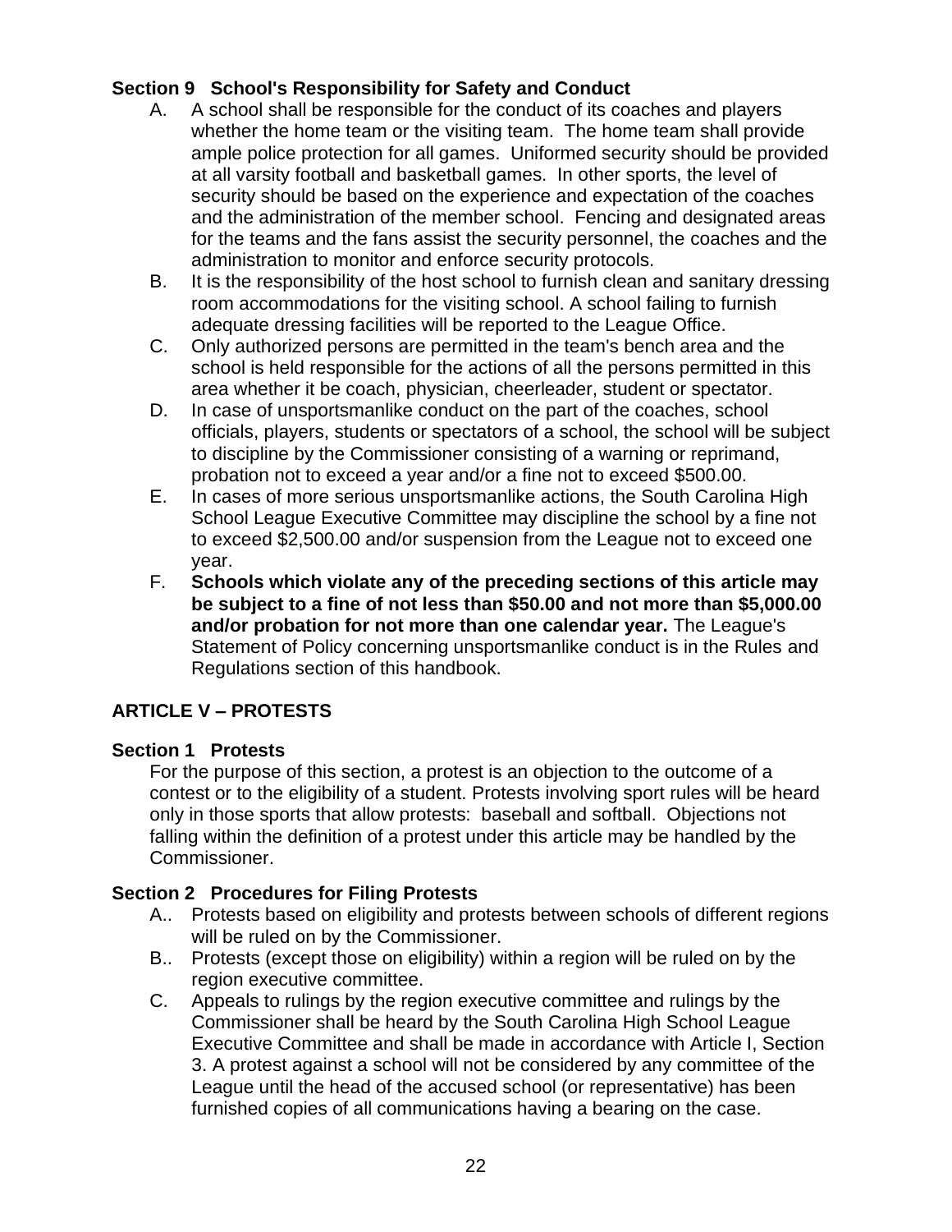### Section 9 School's Responsibility for Safety and Conduct

A. A school shall be responsible for the conduct of its coaches and players whether the home team or the visiting team. The home team shall provide ample police protection for all games. Uniformed security should be provided at all varsity football and basketball games. In other sports, the level of security should be based on the experience and expectation of the coaches and the administration of the member school. Fencing and designated areas for the teams and the fans assist the security personnel, the coaches and the administration to monitor and enforce security protocols.

B. It is the responsibility of the host school to furnish clean and sanitary dressing room accommodations for the visiting school. A school failing to furnish adequate dressing facilities will be reported to the League Office.

C. Only authorized persons are permitted in the team's bench area and the school is held responsible for the actions of all the persons permitted in this area whether it be coach, physician, cheerleader, student or spectator.

D. In case of unsportsmanlike conduct on the part of the coaches, school officials, players, students or spectators of a school, the school will be subject to discipline by the Commissioner consisting of a warning or reprimand, probation not to exceed a year and/or a fine not to exceed $500.00.

E. In cases of more serious unsportsmanlike actions, the South Carolina High School League Executive Committee may discipline the school by a fine not to exceed $2,500.00 and/or suspension from the League not to exceed one year.

F. **Schools which violate any of the preceding sections of this article may be subject to a fine of not less than $50.00 and not more than $5,000.00 and/or probation for not more than one calendar year.** The League's Statement of Policy concerning unsportsmanlike conduct is in the Rules and Regulations section of this handbook.

## ARTICLE V – PROTESTS

### Section 1 Protests

For the purpose of this section, a protest is an objection to the outcome of a contest or to the eligibility of a student. Protests involving sport rules will be heard only in those sports that allow protests: baseball and softball. Objections not falling within the definition of a protest under this article may be handled by the Commissioner.

### Section 2 Procedures for Filing Protests

A.. Protests based on eligibility and protests between schools of different regions will be ruled on by the Commissioner.

B.. Protests (except those on eligibility) within a region will be ruled on by the region executive committee.

C. Appeals to rulings by the region executive committee and rulings by the Commissioner shall be heard by the South Carolina High School League Executive Committee and shall be made in accordance with Article I, Section 3. A protest against a school will not be considered by any committee of the League until the head of the accused school (or representative) has been furnished copies of all communications having a bearing on the case.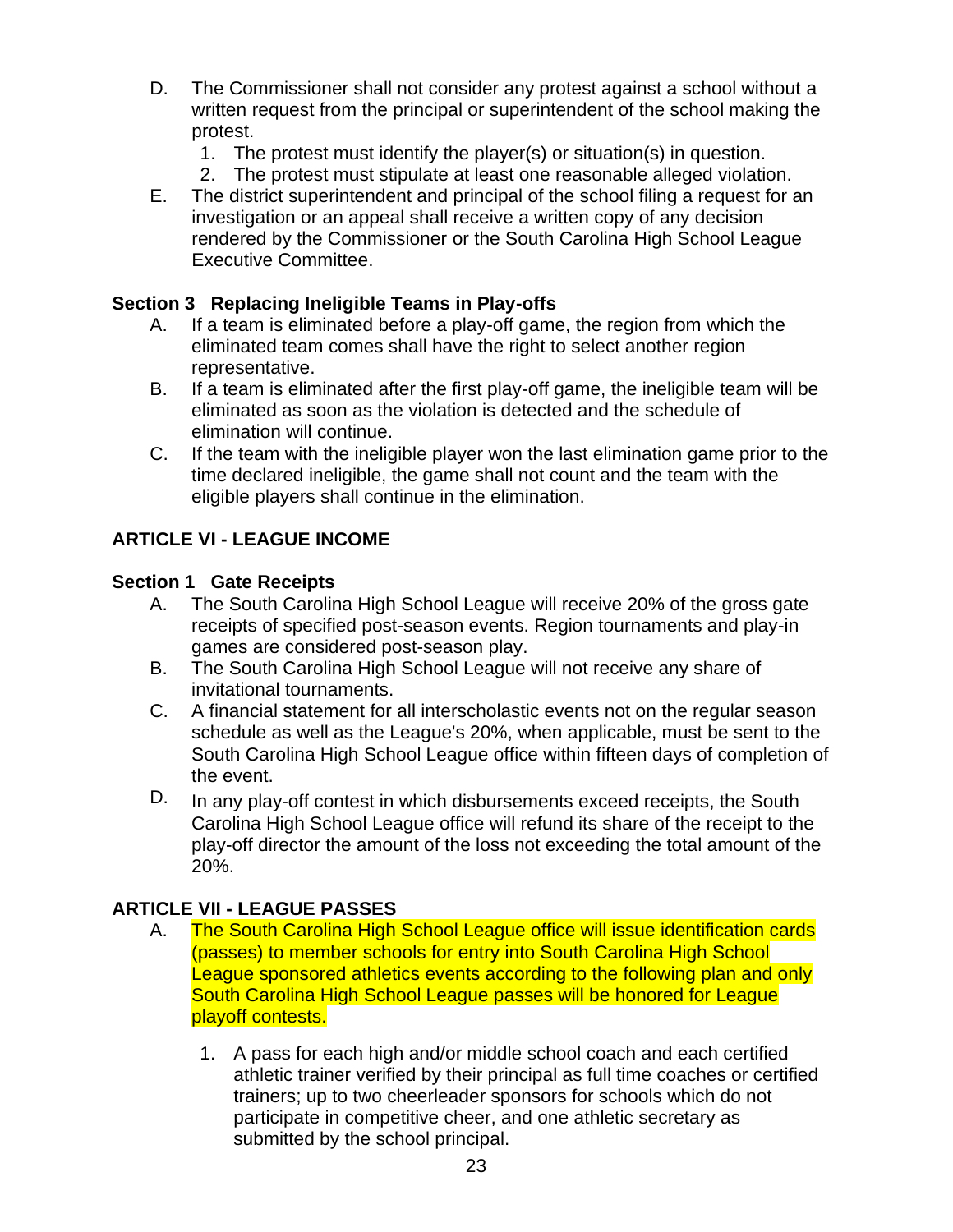D. The Commissioner shall not consider any protest against a school without a written request from the principal or superintendent of the school making the protest.
   1. The protest must identify the player(s) or situation(s) in question.
   2. The protest must stipulate at least one reasonable alleged violation.

E. The district superintendent and principal of the school filing a request for an investigation or an appeal shall receive a written copy of any decision rendered by the Commissioner or the South Carolina High School League Executive Committee.

### Section 3 Replacing Ineligible Teams in Play-offs

A. If a team is eliminated before a play-off game, the region from which the eliminated team comes shall have the right to select another region representative.

B. If a team is eliminated after the first play-off game, the ineligible team will be eliminated as soon as the violation is detected and the schedule of elimination will continue.

C. If the team with the ineligible player won the last elimination game prior to the time declared ineligible, the game shall not count and the team with the eligible players shall continue in the elimination.

## ARTICLE VI - LEAGUE INCOME

### Section 1 Gate Receipts

A. The South Carolina High School League will receive 20% of the gross gate receipts of specified post-season events. Region tournaments and play-in games are considered post-season play.

B. The South Carolina High School League will not receive any share of invitational tournaments.

C. A financial statement for all interscholastic events not on the regular season schedule as well as the League's 20%, when applicable, must be sent to the South Carolina High School League office within fifteen days of completion of the event.

D. In any play-off contest in which disbursements exceed receipts, the South Carolina High School League office will refund its share of the receipt to the play-off director the amount of the loss not exceeding the total amount of the 20%.

## ARTICLE VII - LEAGUE PASSES

A. The South Carolina High School League office will issue identification cards (passes) to member schools for entry into South Carolina High School League sponsored athletics events according to the following plan and only South Carolina High School League passes will be honored for League playoff contests.

   1. A pass for each high and/or middle school coach and each certified athletic trainer verified by their principal as full time coaches or certified trainers; up to two cheerleader sponsors for schools which do not participate in competitive cheer, and one athletic secretary as submitted by the school principal.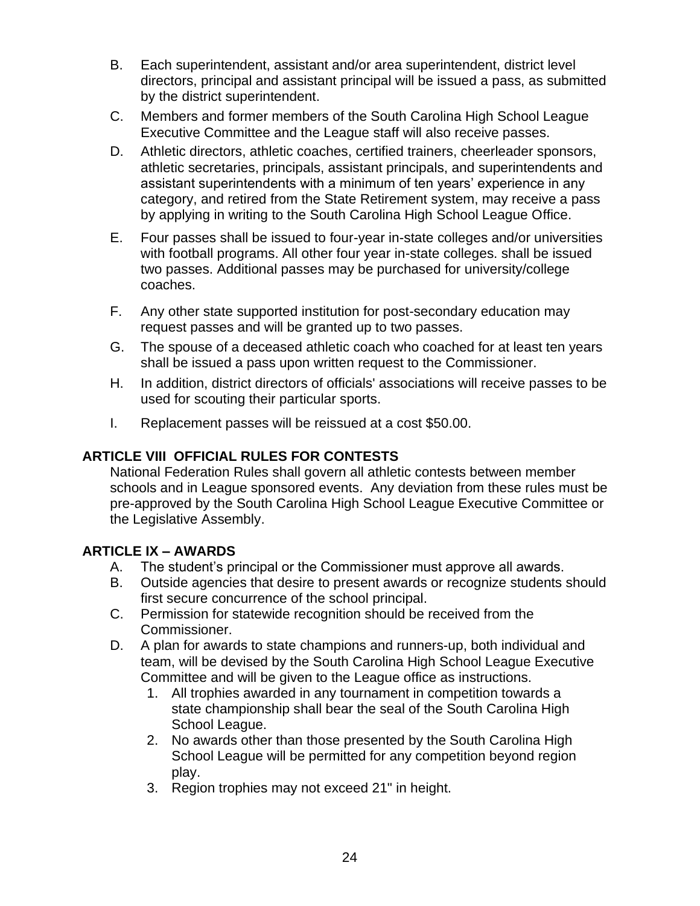B. Each superintendent, assistant and/or area superintendent, district level directors, principal and assistant principal will be issued a pass, as submitted by the district superintendent.

C. Members and former members of the South Carolina High School League Executive Committee and the League staff will also receive passes.

D. Athletic directors, athletic coaches, certified trainers, cheerleader sponsors, athletic secretaries, principals, assistant principals, and superintendents and assistant superintendents with a minimum of ten years' experience in any category, and retired from the State Retirement system, may receive a pass by applying in writing to the South Carolina High School League Office.

E. Four passes shall be issued to four-year in-state colleges and/or universities with football programs. All other four year in-state colleges. shall be issued two passes. Additional passes may be purchased for university/college coaches.

F. Any other state supported institution for post-secondary education may request passes and will be granted up to two passes.

G. The spouse of a deceased athletic coach who coached for at least ten years shall be issued a pass upon written request to the Commissioner.

H. In addition, district directors of officials' associations will receive passes to be used for scouting their particular sports.

I. Replacement passes will be reissued at a cost $50.00.

## ARTICLE VIII OFFICIAL RULES FOR CONTESTS

National Federation Rules shall govern all athletic contests between member schools and in League sponsored events. Any deviation from these rules must be pre-approved by the South Carolina High School League Executive Committee or the Legislative Assembly.

## ARTICLE IX – AWARDS

A. The student's principal or the Commissioner must approve all awards.

B. Outside agencies that desire to present awards or recognize students should first secure concurrence of the school principal.

C. Permission for statewide recognition should be received from the Commissioner.

D. A plan for awards to state champions and runners-up, both individual and team, will be devised by the South Carolina High School League Executive Committee and will be given to the League office as instructions.

1. All trophies awarded in any tournament in competition towards a state championship shall bear the seal of the South Carolina High School League.
2. No awards other than those presented by the South Carolina High School League will be permitted for any competition beyond region play.
3. Region trophies may not exceed 21" in height.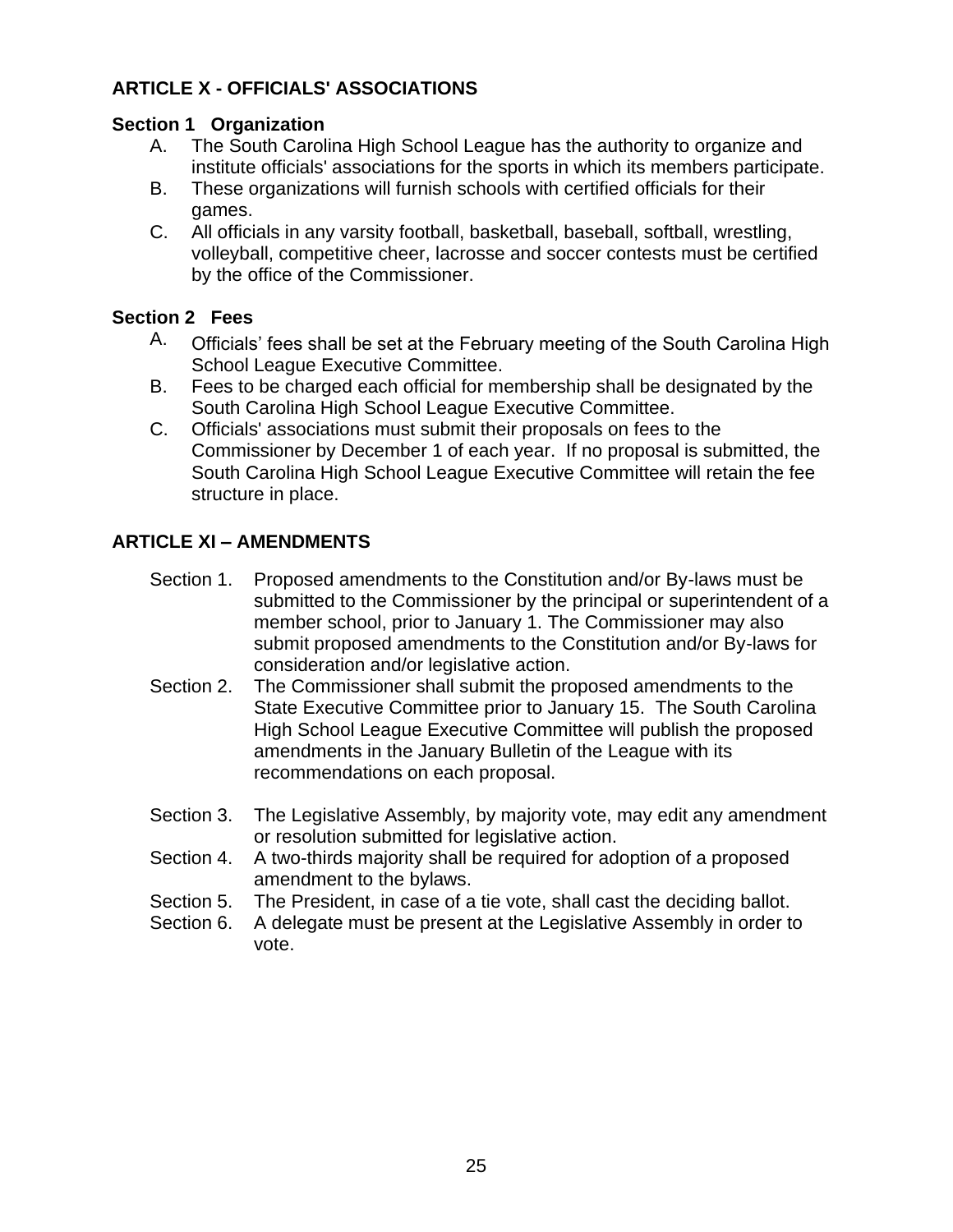## ARTICLE X - OFFICIALS' ASSOCIATIONS

### Section 1 Organization

A. The South Carolina High School League has the authority to organize and institute officials' associations for the sports in which its members participate.

B. These organizations will furnish schools with certified officials for their games.

C. All officials in any varsity football, basketball, baseball, softball, wrestling, volleyball, competitive cheer, lacrosse and soccer contests must be certified by the office of the Commissioner.

### Section 2 Fees

A. Officials' fees shall be set at the February meeting of the South Carolina High School League Executive Committee.

B. Fees to be charged each official for membership shall be designated by the South Carolina High School League Executive Committee.

C. Officials' associations must submit their proposals on fees to the Commissioner by December 1 of each year. If no proposal is submitted, the South Carolina High School League Executive Committee will retain the fee structure in place.

## ARTICLE XI – AMENDMENTS

Section 1. Proposed amendments to the Constitution and/or By-laws must be submitted to the Commissioner by the principal or superintendent of a member school, prior to January 1. The Commissioner may also submit proposed amendments to the Constitution and/or By-laws for consideration and/or legislative action.

Section 2. The Commissioner shall submit the proposed amendments to the State Executive Committee prior to January 15. The South Carolina High School League Executive Committee will publish the proposed amendments in the January Bulletin of the League with its recommendations on each proposal.

Section 3. The Legislative Assembly, by majority vote, may edit any amendment or resolution submitted for legislative action.

Section 4. A two-thirds majority shall be required for adoption of a proposed amendment to the bylaws.

Section 5. The President, in case of a tie vote, shall cast the deciding ballot.

Section 6. A delegate must be present at the Legislative Assembly in order to vote.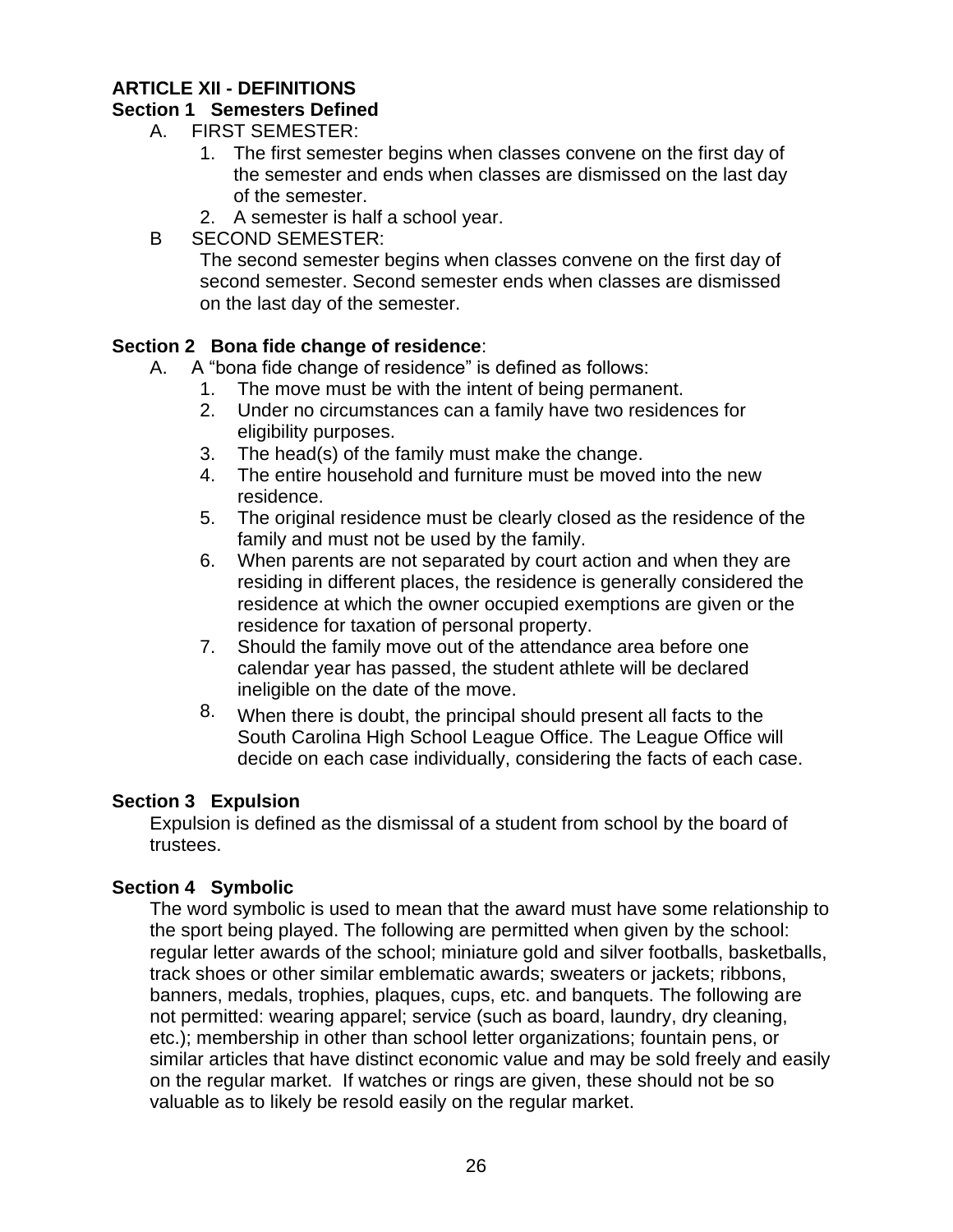## ARTICLE XII - DEFINITIONS

### Section 1 Semesters Defined

A. FIRST SEMESTER:

1. The first semester begins when classes convene on the first day of the semester and ends when classes are dismissed on the last day of the semester.
2. A semester is half a school year.

B SECOND SEMESTER:

The second semester begins when classes convene on the first day of second semester. Second semester ends when classes are dismissed on the last day of the semester.

### Section 2 Bona fide change of residence:

A. A "bona fide change of residence" is defined as follows:

1. The move must be with the intent of being permanent.
2. Under no circumstances can a family have two residences for eligibility purposes.
3. The head(s) of the family must make the change.
4. The entire household and furniture must be moved into the new residence.
5. The original residence must be clearly closed as the residence of the family and must not be used by the family.
6. When parents are not separated by court action and when they are residing in different places, the residence is generally considered the residence at which the owner occupied exemptions are given or the residence for taxation of personal property.
7. Should the family move out of the attendance area before one calendar year has passed, the student athlete will be declared ineligible on the date of the move.
8. When there is doubt, the principal should present all facts to the South Carolina High School League Office. The League Office will decide on each case individually, considering the facts of each case.

### Section 3 Expulsion

Expulsion is defined as the dismissal of a student from school by the board of trustees.

### Section 4 Symbolic

The word symbolic is used to mean that the award must have some relationship to the sport being played. The following are permitted when given by the school: regular letter awards of the school; miniature gold and silver footballs, basketballs, track shoes or other similar emblematic awards; sweaters or jackets; ribbons, banners, medals, trophies, plaques, cups, etc. and banquets. The following are not permitted: wearing apparel; service (such as board, laundry, dry cleaning, etc.); membership in other than school letter organizations; fountain pens, or similar articles that have distinct economic value and may be sold freely and easily on the regular market. If watches or rings are given, these should not be so valuable as to likely be resold easily on the regular market.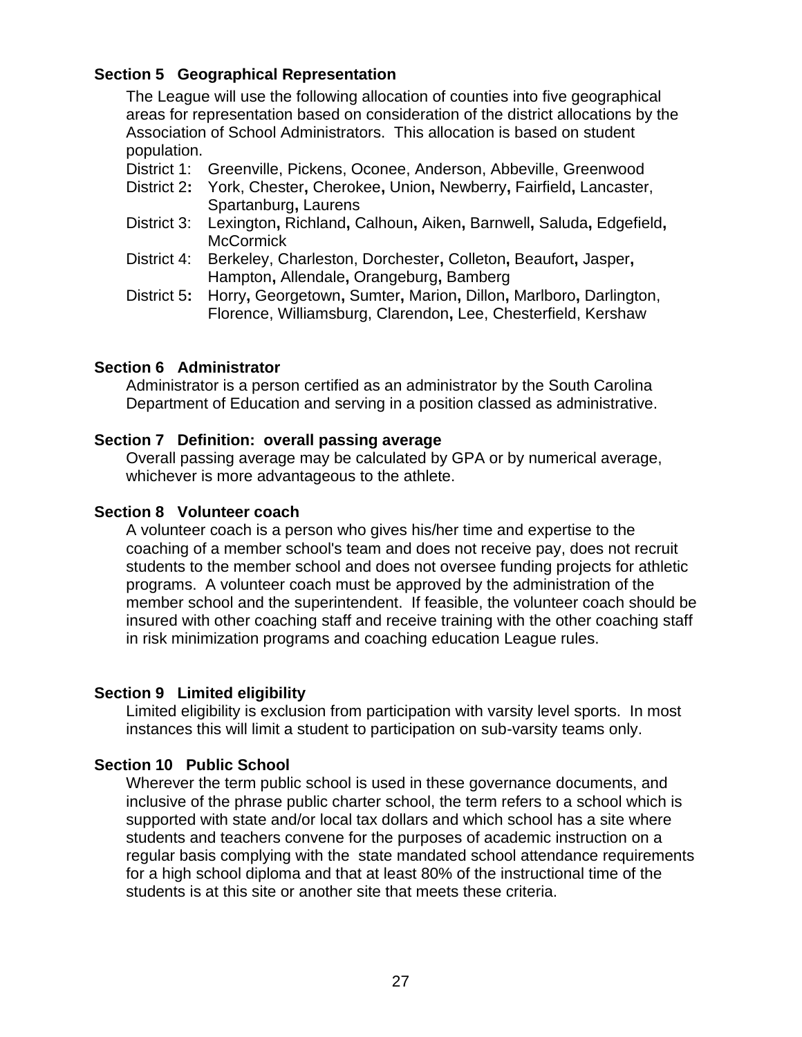**Section 5 Geographical Representation**

The League will use the following allocation of counties into five geographical areas for representation based on consideration of the district allocations by the Association of School Administrators. This allocation is based on student population.

District 1: Greenville, Pickens, Oconee, Anderson, Abbeville, Greenwood
District 2: York, Chester, Cherokee, Union, Newberry, Fairfield, Lancaster, Spartanburg, Laurens
District 3: Lexington, Richland, Calhoun, Aiken, Barnwell, Saluda, Edgefield, McCormick
District 4: Berkeley, Charleston, Dorchester, Colleton, Beaufort, Jasper, Hampton, Allendale, Orangeburg, Bamberg
District 5: Horry, Georgetown, Sumter, Marion, Dillon, Marlboro, Darlington, Florence, Williamsburg, Clarendon, Lee, Chesterfield, Kershaw

**Section 6 Administrator**

Administrator is a person certified as an administrator by the South Carolina Department of Education and serving in a position classed as administrative.

**Section 7 Definition: overall passing average**

Overall passing average may be calculated by GPA or by numerical average, whichever is more advantageous to the athlete.

**Section 8 Volunteer coach**

A volunteer coach is a person who gives his/her time and expertise to the coaching of a member school's team and does not receive pay, does not recruit students to the member school and does not oversee funding projects for athletic programs. A volunteer coach must be approved by the administration of the member school and the superintendent. If feasible, the volunteer coach should be insured with other coaching staff and receive training with the other coaching staff in risk minimization programs and coaching education League rules.

**Section 9 Limited eligibility**

Limited eligibility is exclusion from participation with varsity level sports. In most instances this will limit a student to participation on sub-varsity teams only.

**Section 10 Public School**

Wherever the term public school is used in these governance documents, and inclusive of the phrase public charter school, the term refers to a school which is supported with state and/or local tax dollars and which school has a site where students and teachers convene for the purposes of academic instruction on a regular basis complying with the state mandated school attendance requirements for a high school diploma and that at least 80% of the instructional time of the students is at this site or another site that meets these criteria.